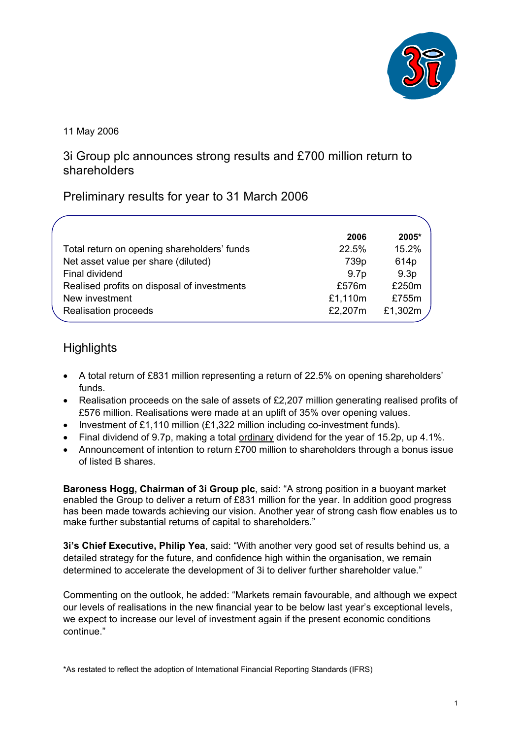11 May 2006

# 3i Group plc announces strong results and £700 million return to shareholders

## Preliminary results for year to 31 March 2006

| | 2006 | 2005* |
|---|---|---|
| Total return on opening shareholders' funds | 22.5% | 15.2% |
| Net asset value per share (diluted) | 739p | 614p |
| Final dividend | 9.7p | 9.3p |
| Realised profits on disposal of investments | £576m | £250m |
| New investment | £1,110m | £755m |
| Realisation proceeds | £2,207m | £1,302m |

## Highlights

- A total return of £831 million representing a return of 22.5% on opening shareholders' funds.
- Realisation proceeds on the sale of assets of £2,207 million generating realised profits of £576 million. Realisations were made at an uplift of 35% over opening values.
- Investment of £1,110 million (£1,322 million including co-investment funds).
- Final dividend of 9.7p, making a total ordinary dividend for the year of 15.2p, up 4.1%.
- Announcement of intention to return £700 million to shareholders through a bonus issue of listed B shares.

**Baroness Hogg, Chairman of 3i Group plc**, said: "A strong position in a buoyant market enabled the Group to deliver a return of £831 million for the year. In addition good progress has been made towards achieving our vision. Another year of strong cash flow enables us to make further substantial returns of capital to shareholders."

**3i's Chief Executive, Philip Yea**, said: "With another very good set of results behind us, a detailed strategy for the future, and confidence high within the organisation, we remain determined to accelerate the development of 3i to deliver further shareholder value."

Commenting on the outlook, he added: "Markets remain favourable, and although we expect our levels of realisations in the new financial year to be below last year's exceptional levels, we expect to increase our level of investment again if the present economic conditions continue."

*As restated to reflect the adoption of International Financial Reporting Standards (IFRS)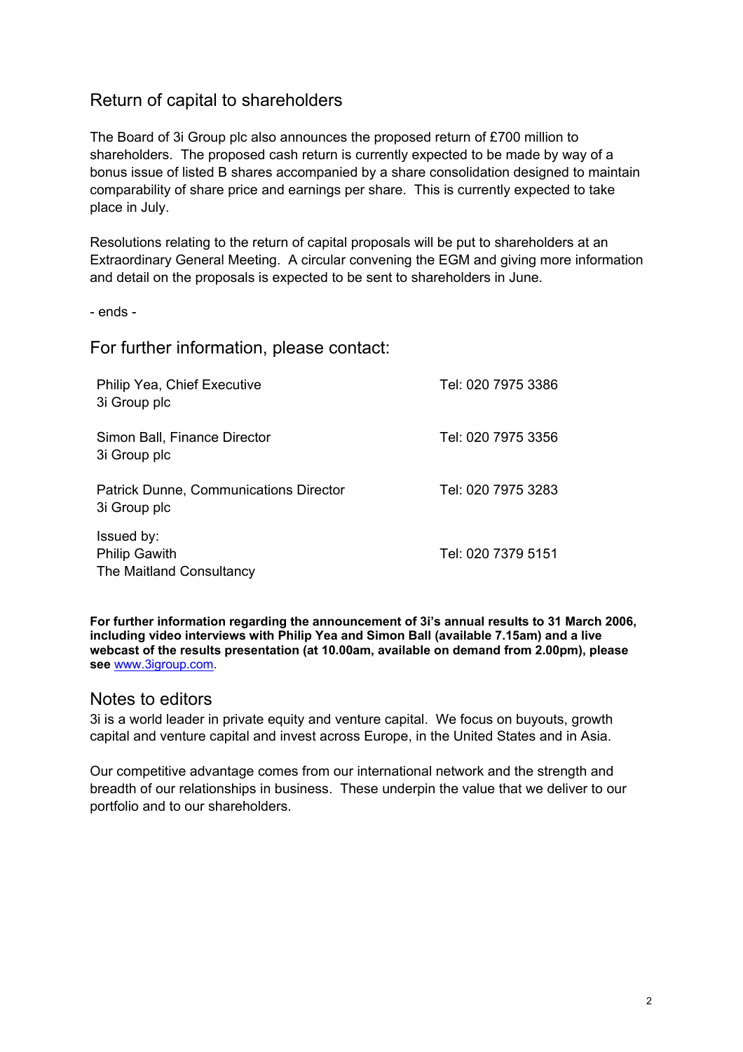## Return of capital to shareholders

The Board of 3i Group plc also announces the proposed return of £700 million to shareholders. The proposed cash return is currently expected to be made by way of a bonus issue of listed B shares accompanied by a share consolidation designed to maintain comparability of share price and earnings per share. This is currently expected to take place in July.

Resolutions relating to the return of capital proposals will be put to shareholders at an Extraordinary General Meeting. A circular convening the EGM and giving more information and detail on the proposals is expected to be sent to shareholders in June.

- ends -

## For further information, please contact:

| | |
|---|---|
| Philip Yea, Chief Executive<br>3i Group plc | Tel: 020 7975 3386 |
| Simon Ball, Finance Director<br>3i Group plc | Tel: 020 7975 3356 |
| Patrick Dunne, Communications Director<br>3i Group plc | Tel: 020 7975 3283 |
| Issued by:<br>Philip Gawith<br>The Maitland Consultancy | Tel: 020 7379 5151 |

**For further information regarding the announcement of 3i's annual results to 31 March 2006, including video interviews with Philip Yea and Simon Ball (available 7.15am) and a live webcast of the results presentation (at 10.00am, available on demand from 2.00pm), please see** www.3igroup.com.

## Notes to editors

3i is a world leader in private equity and venture capital. We focus on buyouts, growth capital and venture capital and invest across Europe, in the United States and in Asia.

Our competitive advantage comes from our international network and the strength and breadth of our relationships in business. These underpin the value that we deliver to our portfolio and to our shareholders.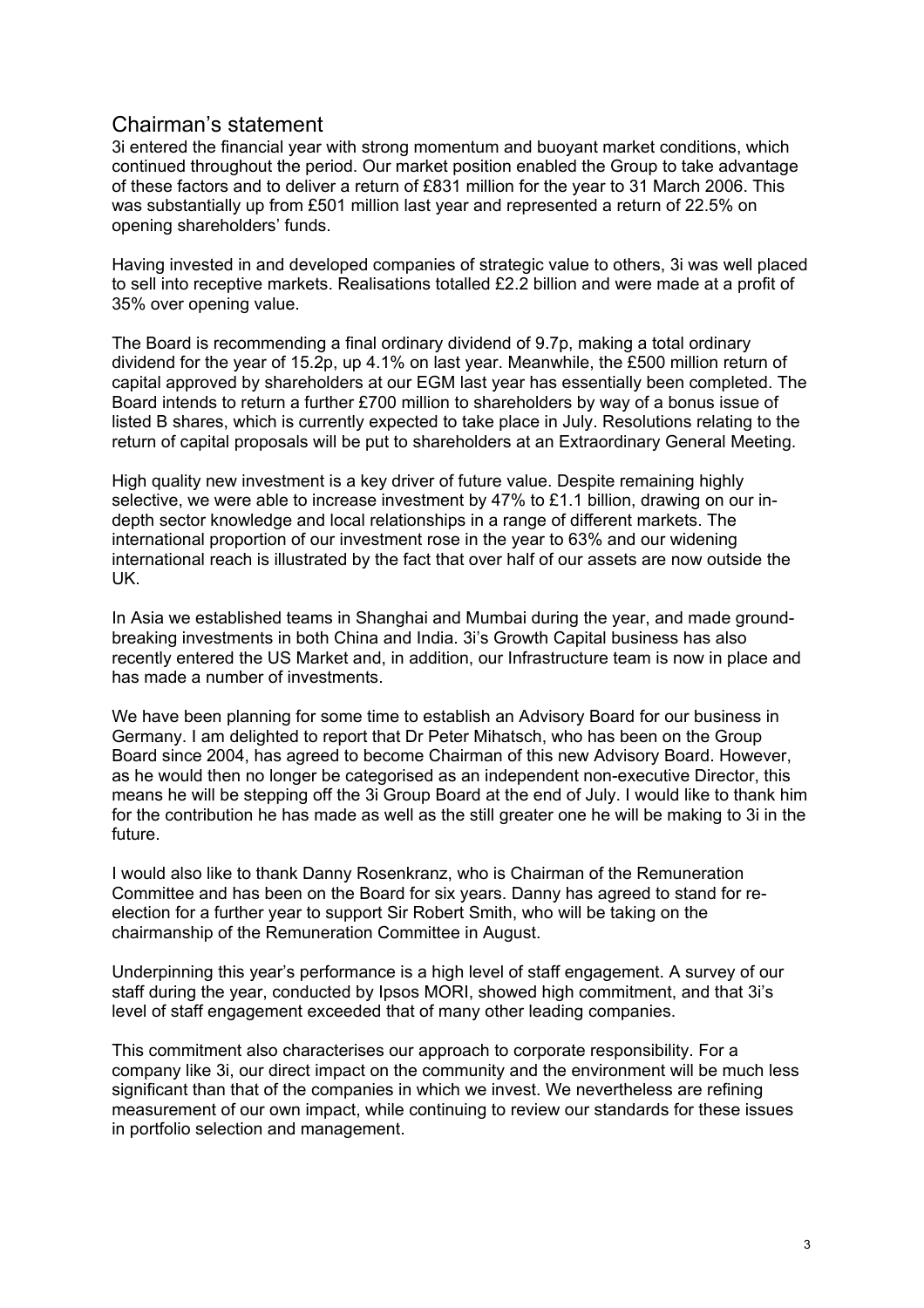## Chairman's statement

3i entered the financial year with strong momentum and buoyant market conditions, which continued throughout the period. Our market position enabled the Group to take advantage of these factors and to deliver a return of £831 million for the year to 31 March 2006. This was substantially up from £501 million last year and represented a return of 22.5% on opening shareholders' funds.

Having invested in and developed companies of strategic value to others, 3i was well placed to sell into receptive markets. Realisations totalled £2.2 billion and were made at a profit of 35% over opening value.

The Board is recommending a final ordinary dividend of 9.7p, making a total ordinary dividend for the year of 15.2p, up 4.1% on last year. Meanwhile, the £500 million return of capital approved by shareholders at our EGM last year has essentially been completed. The Board intends to return a further £700 million to shareholders by way of a bonus issue of listed B shares, which is currently expected to take place in July. Resolutions relating to the return of capital proposals will be put to shareholders at an Extraordinary General Meeting.

High quality new investment is a key driver of future value. Despite remaining highly selective, we were able to increase investment by 47% to £1.1 billion, drawing on our in-depth sector knowledge and local relationships in a range of different markets. The international proportion of our investment rose in the year to 63% and our widening international reach is illustrated by the fact that over half of our assets are now outside the UK.

In Asia we established teams in Shanghai and Mumbai during the year, and made ground-breaking investments in both China and India. 3i's Growth Capital business has also recently entered the US Market and, in addition, our Infrastructure team is now in place and has made a number of investments.

We have been planning for some time to establish an Advisory Board for our business in Germany. I am delighted to report that Dr Peter Mihatsch, who has been on the Group Board since 2004, has agreed to become Chairman of this new Advisory Board. However, as he would then no longer be categorised as an independent non-executive Director, this means he will be stepping off the 3i Group Board at the end of July. I would like to thank him for the contribution he has made as well as the still greater one he will be making to 3i in the future.

I would also like to thank Danny Rosenkranz, who is Chairman of the Remuneration Committee and has been on the Board for six years. Danny has agreed to stand for re-election for a further year to support Sir Robert Smith, who will be taking on the chairmanship of the Remuneration Committee in August.

Underpinning this year's performance is a high level of staff engagement. A survey of our staff during the year, conducted by Ipsos MORI, showed high commitment, and that 3i's level of staff engagement exceeded that of many other leading companies.

This commitment also characterises our approach to corporate responsibility. For a company like 3i, our direct impact on the community and the environment will be much less significant than that of the companies in which we invest. We nevertheless are refining measurement of our own impact, while continuing to review our standards for these issues in portfolio selection and management.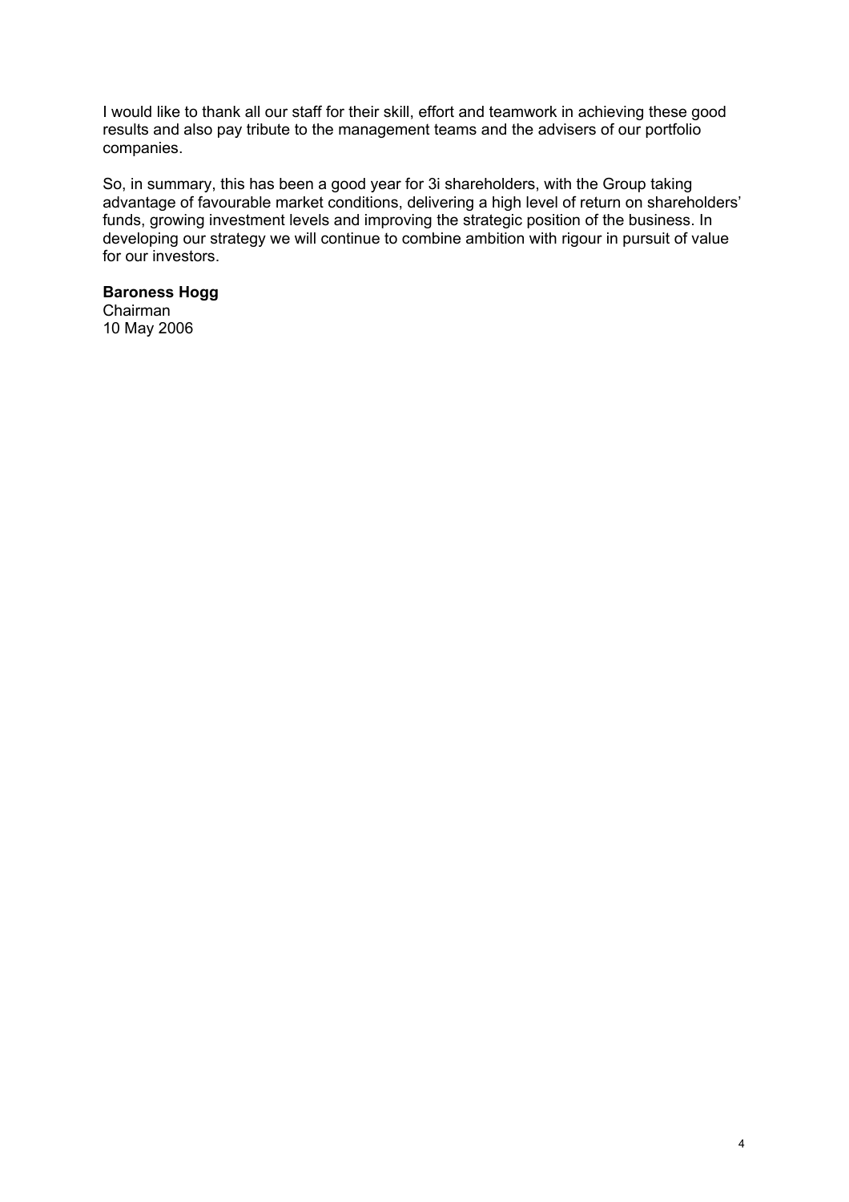I would like to thank all our staff for their skill, effort and teamwork in achieving these good results and also pay tribute to the management teams and the advisers of our portfolio companies.

So, in summary, this has been a good year for 3i shareholders, with the Group taking advantage of favourable market conditions, delivering a high level of return on shareholders' funds, growing investment levels and improving the strategic position of the business. In developing our strategy we will continue to combine ambition with rigour in pursuit of value for our investors.

**Baroness Hogg**
Chairman
10 May 2006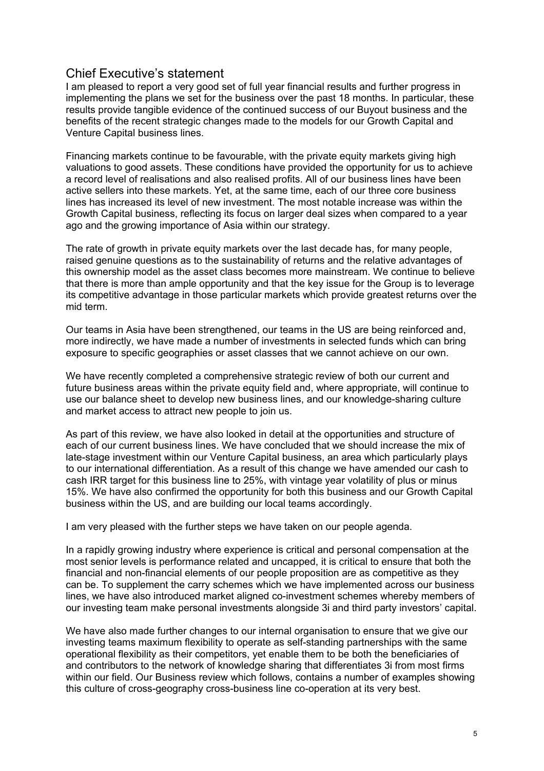## Chief Executive's statement

I am pleased to report a very good set of full year financial results and further progress in implementing the plans we set for the business over the past 18 months. In particular, these results provide tangible evidence of the continued success of our Buyout business and the benefits of the recent strategic changes made to the models for our Growth Capital and Venture Capital business lines.

Financing markets continue to be favourable, with the private equity markets giving high valuations to good assets. These conditions have provided the opportunity for us to achieve a record level of realisations and also realised profits. All of our business lines have been active sellers into these markets. Yet, at the same time, each of our three core business lines has increased its level of new investment. The most notable increase was within the Growth Capital business, reflecting its focus on larger deal sizes when compared to a year ago and the growing importance of Asia within our strategy.

The rate of growth in private equity markets over the last decade has, for many people, raised genuine questions as to the sustainability of returns and the relative advantages of this ownership model as the asset class becomes more mainstream. We continue to believe that there is more than ample opportunity and that the key issue for the Group is to leverage its competitive advantage in those particular markets which provide greatest returns over the mid term.

Our teams in Asia have been strengthened, our teams in the US are being reinforced and, more indirectly, we have made a number of investments in selected funds which can bring exposure to specific geographies or asset classes that we cannot achieve on our own.

We have recently completed a comprehensive strategic review of both our current and future business areas within the private equity field and, where appropriate, will continue to use our balance sheet to develop new business lines, and our knowledge-sharing culture and market access to attract new people to join us.

As part of this review, we have also looked in detail at the opportunities and structure of each of our current business lines. We have concluded that we should increase the mix of late-stage investment within our Venture Capital business, an area which particularly plays to our international differentiation. As a result of this change we have amended our cash to cash IRR target for this business line to 25%, with vintage year volatility of plus or minus 15%. We have also confirmed the opportunity for both this business and our Growth Capital business within the US, and are building our local teams accordingly.

I am very pleased with the further steps we have taken on our people agenda.

In a rapidly growing industry where experience is critical and personal compensation at the most senior levels is performance related and uncapped, it is critical to ensure that both the financial and non-financial elements of our people proposition are as competitive as they can be. To supplement the carry schemes which we have implemented across our business lines, we have also introduced market aligned co-investment schemes whereby members of our investing team make personal investments alongside 3i and third party investors' capital.

We have also made further changes to our internal organisation to ensure that we give our investing teams maximum flexibility to operate as self-standing partnerships with the same operational flexibility as their competitors, yet enable them to be both the beneficiaries of and contributors to the network of knowledge sharing that differentiates 3i from most firms within our field. Our Business review which follows, contains a number of examples showing this culture of cross-geography cross-business line co-operation at its very best.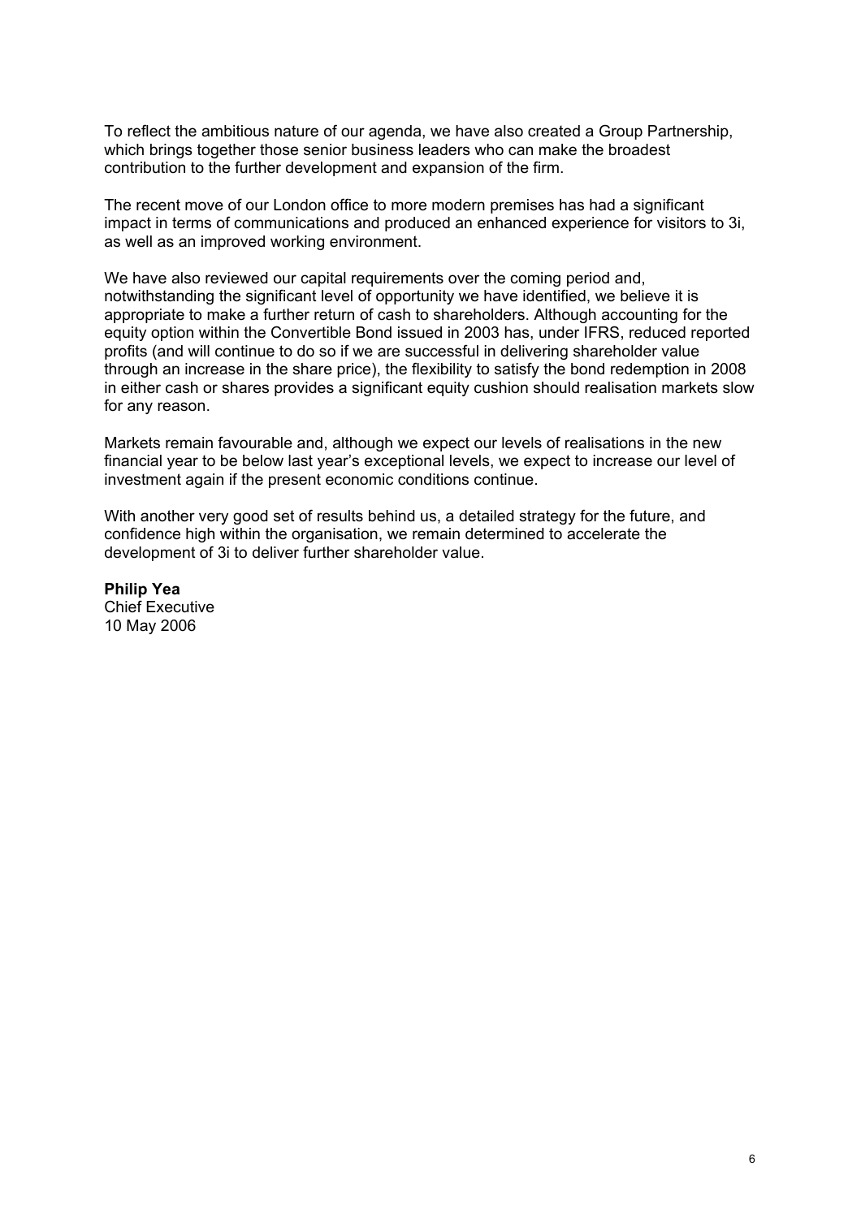To reflect the ambitious nature of our agenda, we have also created a Group Partnership, which brings together those senior business leaders who can make the broadest contribution to the further development and expansion of the firm.

The recent move of our London office to more modern premises has had a significant impact in terms of communications and produced an enhanced experience for visitors to 3i, as well as an improved working environment.

We have also reviewed our capital requirements over the coming period and, notwithstanding the significant level of opportunity we have identified, we believe it is appropriate to make a further return of cash to shareholders. Although accounting for the equity option within the Convertible Bond issued in 2003 has, under IFRS, reduced reported profits (and will continue to do so if we are successful in delivering shareholder value through an increase in the share price), the flexibility to satisfy the bond redemption in 2008 in either cash or shares provides a significant equity cushion should realisation markets slow for any reason.

Markets remain favourable and, although we expect our levels of realisations in the new financial year to be below last year's exceptional levels, we expect to increase our level of investment again if the present economic conditions continue.

With another very good set of results behind us, a detailed strategy for the future, and confidence high within the organisation, we remain determined to accelerate the development of 3i to deliver further shareholder value.

**Philip Yea**
Chief Executive
10 May 2006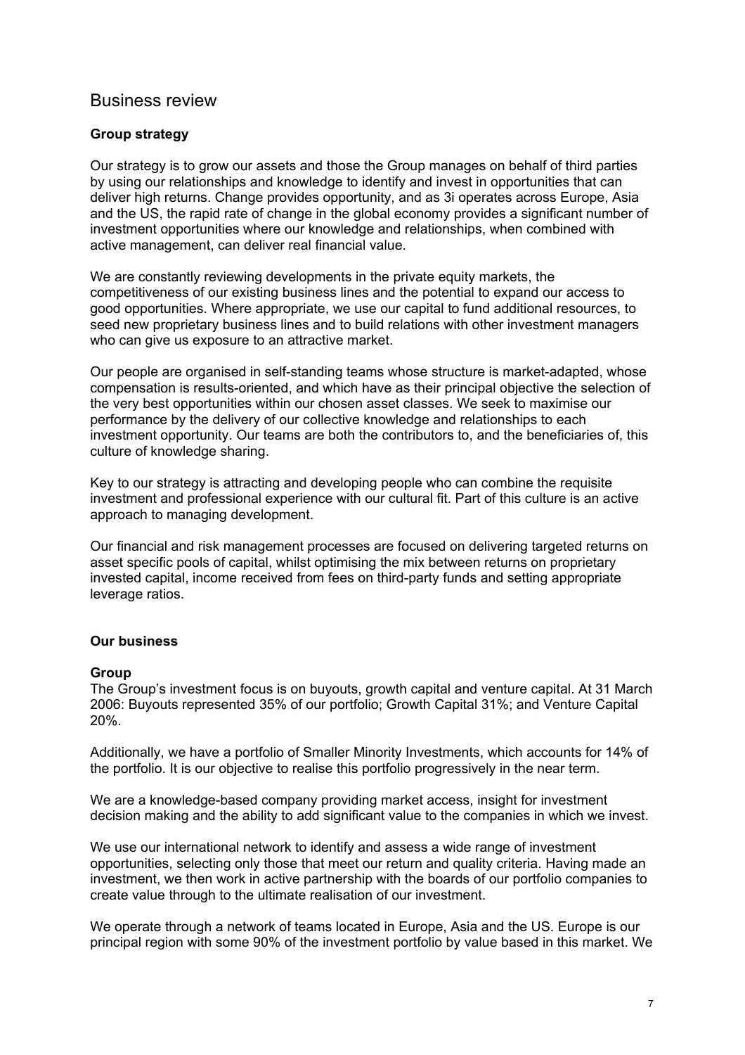# Business review

## Group strategy

Our strategy is to grow our assets and those the Group manages on behalf of third parties by using our relationships and knowledge to identify and invest in opportunities that can deliver high returns. Change provides opportunity, and as 3i operates across Europe, Asia and the US, the rapid rate of change in the global economy provides a significant number of investment opportunities where our knowledge and relationships, when combined with active management, can deliver real financial value.

We are constantly reviewing developments in the private equity markets, the competitiveness of our existing business lines and the potential to expand our access to good opportunities. Where appropriate, we use our capital to fund additional resources, to seed new proprietary business lines and to build relations with other investment managers who can give us exposure to an attractive market.

Our people are organised in self-standing teams whose structure is market-adapted, whose compensation is results-oriented, and which have as their principal objective the selection of the very best opportunities within our chosen asset classes. We seek to maximise our performance by the delivery of our collective knowledge and relationships to each investment opportunity. Our teams are both the contributors to, and the beneficiaries of, this culture of knowledge sharing.

Key to our strategy is attracting and developing people who can combine the requisite investment and professional experience with our cultural fit. Part of this culture is an active approach to managing development.

Our financial and risk management processes are focused on delivering targeted returns on asset specific pools of capital, whilst optimising the mix between returns on proprietary invested capital, income received from fees on third-party funds and setting appropriate leverage ratios.

## Our business

### Group

The Group's investment focus is on buyouts, growth capital and venture capital. At 31 March 2006: Buyouts represented 35% of our portfolio; Growth Capital 31%; and Venture Capital 20%.

Additionally, we have a portfolio of Smaller Minority Investments, which accounts for 14% of the portfolio. It is our objective to realise this portfolio progressively in the near term.

We are a knowledge-based company providing market access, insight for investment decision making and the ability to add significant value to the companies in which we invest.

We use our international network to identify and assess a wide range of investment opportunities, selecting only those that meet our return and quality criteria. Having made an investment, we then work in active partnership with the boards of our portfolio companies to create value through to the ultimate realisation of our investment.

We operate through a network of teams located in Europe, Asia and the US. Europe is our principal region with some 90% of the investment portfolio by value based in this market. We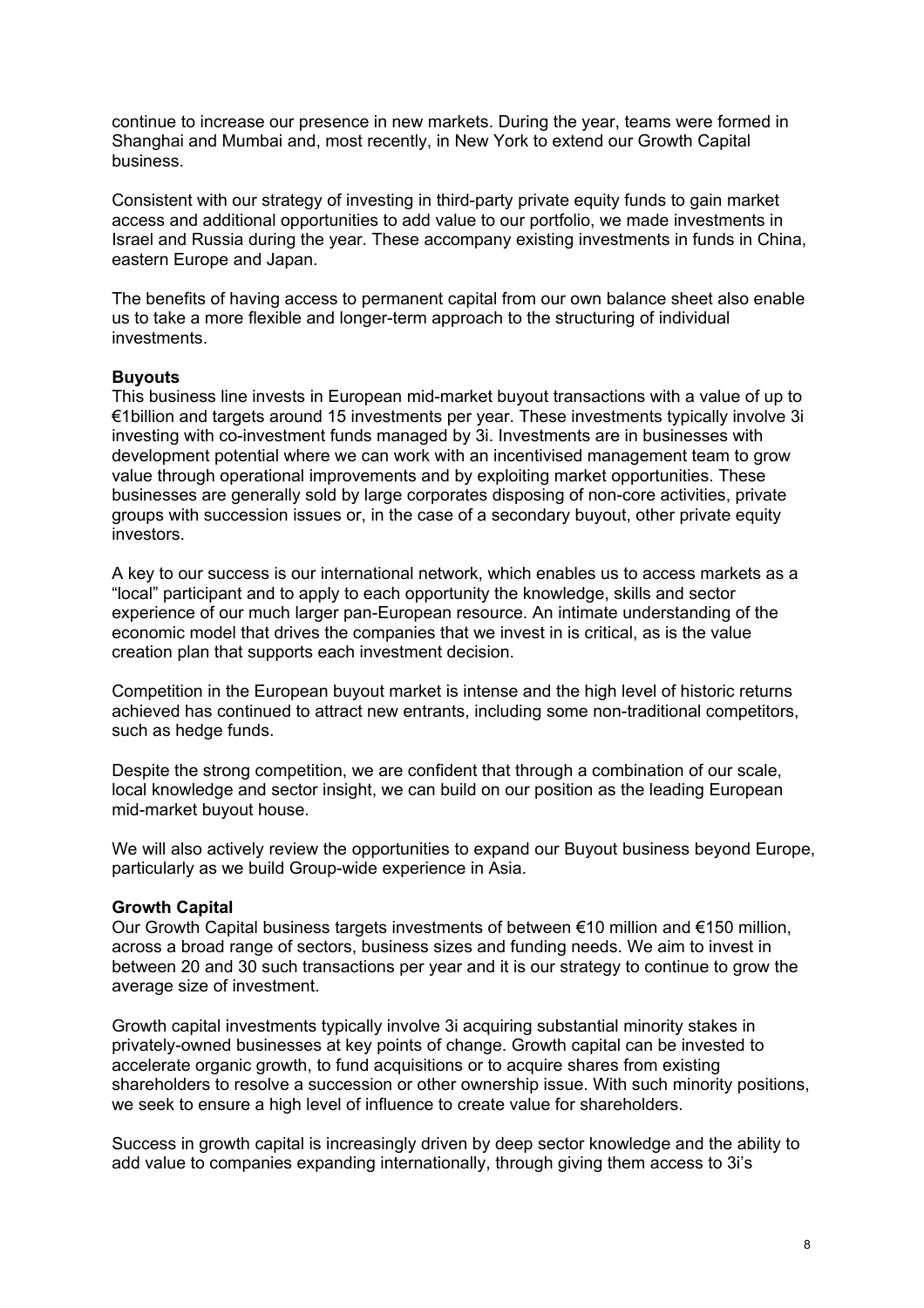continue to increase our presence in new markets. During the year, teams were formed in Shanghai and Mumbai and, most recently, in New York to extend our Growth Capital business.

Consistent with our strategy of investing in third-party private equity funds to gain market access and additional opportunities to add value to our portfolio, we made investments in Israel and Russia during the year. These accompany existing investments in funds in China, eastern Europe and Japan.

The benefits of having access to permanent capital from our own balance sheet also enable us to take a more flexible and longer-term approach to the structuring of individual investments.

**Buyouts**
This business line invests in European mid-market buyout transactions with a value of up to €1billion and targets around 15 investments per year. These investments typically involve 3i investing with co-investment funds managed by 3i. Investments are in businesses with development potential where we can work with an incentivised management team to grow value through operational improvements and by exploiting market opportunities. These businesses are generally sold by large corporates disposing of non-core activities, private groups with succession issues or, in the case of a secondary buyout, other private equity investors.

A key to our success is our international network, which enables us to access markets as a "local" participant and to apply to each opportunity the knowledge, skills and sector experience of our much larger pan-European resource. An intimate understanding of the economic model that drives the companies that we invest in is critical, as is the value creation plan that supports each investment decision.

Competition in the European buyout market is intense and the high level of historic returns achieved has continued to attract new entrants, including some non-traditional competitors, such as hedge funds.

Despite the strong competition, we are confident that through a combination of our scale, local knowledge and sector insight, we can build on our position as the leading European mid-market buyout house.

We will also actively review the opportunities to expand our Buyout business beyond Europe, particularly as we build Group-wide experience in Asia.

**Growth Capital**
Our Growth Capital business targets investments of between €10 million and €150 million, across a broad range of sectors, business sizes and funding needs. We aim to invest in between 20 and 30 such transactions per year and it is our strategy to continue to grow the average size of investment.

Growth capital investments typically involve 3i acquiring substantial minority stakes in privately-owned businesses at key points of change. Growth capital can be invested to accelerate organic growth, to fund acquisitions or to acquire shares from existing shareholders to resolve a succession or other ownership issue. With such minority positions, we seek to ensure a high level of influence to create value for shareholders.

Success in growth capital is increasingly driven by deep sector knowledge and the ability to add value to companies expanding internationally, through giving them access to 3i's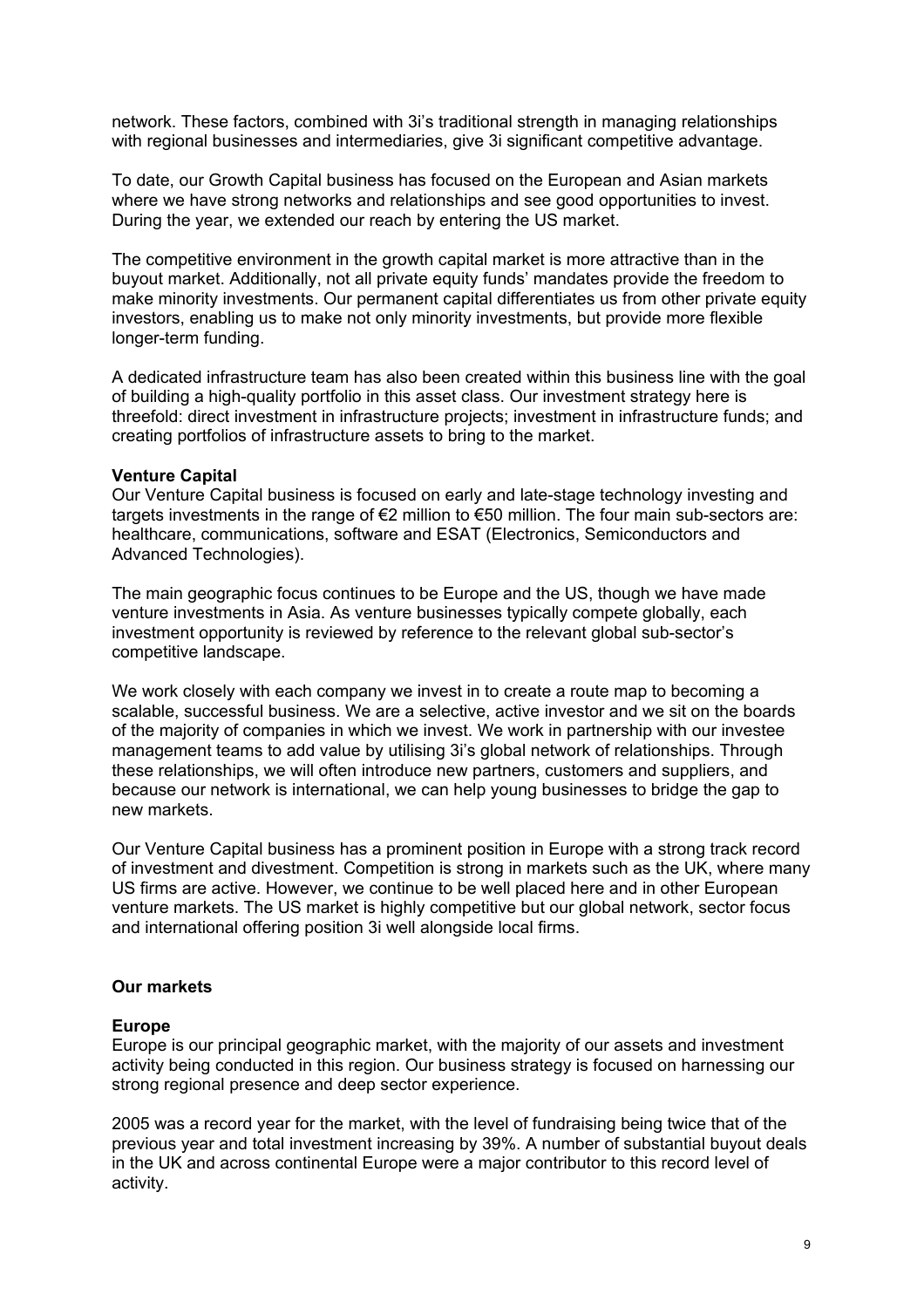network. These factors, combined with 3i's traditional strength in managing relationships with regional businesses and intermediaries, give 3i significant competitive advantage.

To date, our Growth Capital business has focused on the European and Asian markets where we have strong networks and relationships and see good opportunities to invest. During the year, we extended our reach by entering the US market.

The competitive environment in the growth capital market is more attractive than in the buyout market. Additionally, not all private equity funds' mandates provide the freedom to make minority investments. Our permanent capital differentiates us from other private equity investors, enabling us to make not only minority investments, but provide more flexible longer-term funding.

A dedicated infrastructure team has also been created within this business line with the goal of building a high-quality portfolio in this asset class. Our investment strategy here is threefold: direct investment in infrastructure projects; investment in infrastructure funds; and creating portfolios of infrastructure assets to bring to the market.

**Venture Capital**

Our Venture Capital business is focused on early and late-stage technology investing and targets investments in the range of €2 million to €50 million. The four main sub-sectors are: healthcare, communications, software and ESAT (Electronics, Semiconductors and Advanced Technologies).

The main geographic focus continues to be Europe and the US, though we have made venture investments in Asia. As venture businesses typically compete globally, each investment opportunity is reviewed by reference to the relevant global sub-sector's competitive landscape.

We work closely with each company we invest in to create a route map to becoming a scalable, successful business. We are a selective, active investor and we sit on the boards of the majority of companies in which we invest. We work in partnership with our investee management teams to add value by utilising 3i's global network of relationships. Through these relationships, we will often introduce new partners, customers and suppliers, and because our network is international, we can help young businesses to bridge the gap to new markets.

Our Venture Capital business has a prominent position in Europe with a strong track record of investment and divestment. Competition is strong in markets such as the UK, where many US firms are active. However, we continue to be well placed here and in other European venture markets. The US market is highly competitive but our global network, sector focus and international offering position 3i well alongside local firms.

## Our markets

**Europe**

Europe is our principal geographic market, with the majority of our assets and investment activity being conducted in this region. Our business strategy is focused on harnessing our strong regional presence and deep sector experience.

2005 was a record year for the market, with the level of fundraising being twice that of the previous year and total investment increasing by 39%. A number of substantial buyout deals in the UK and across continental Europe were a major contributor to this record level of activity.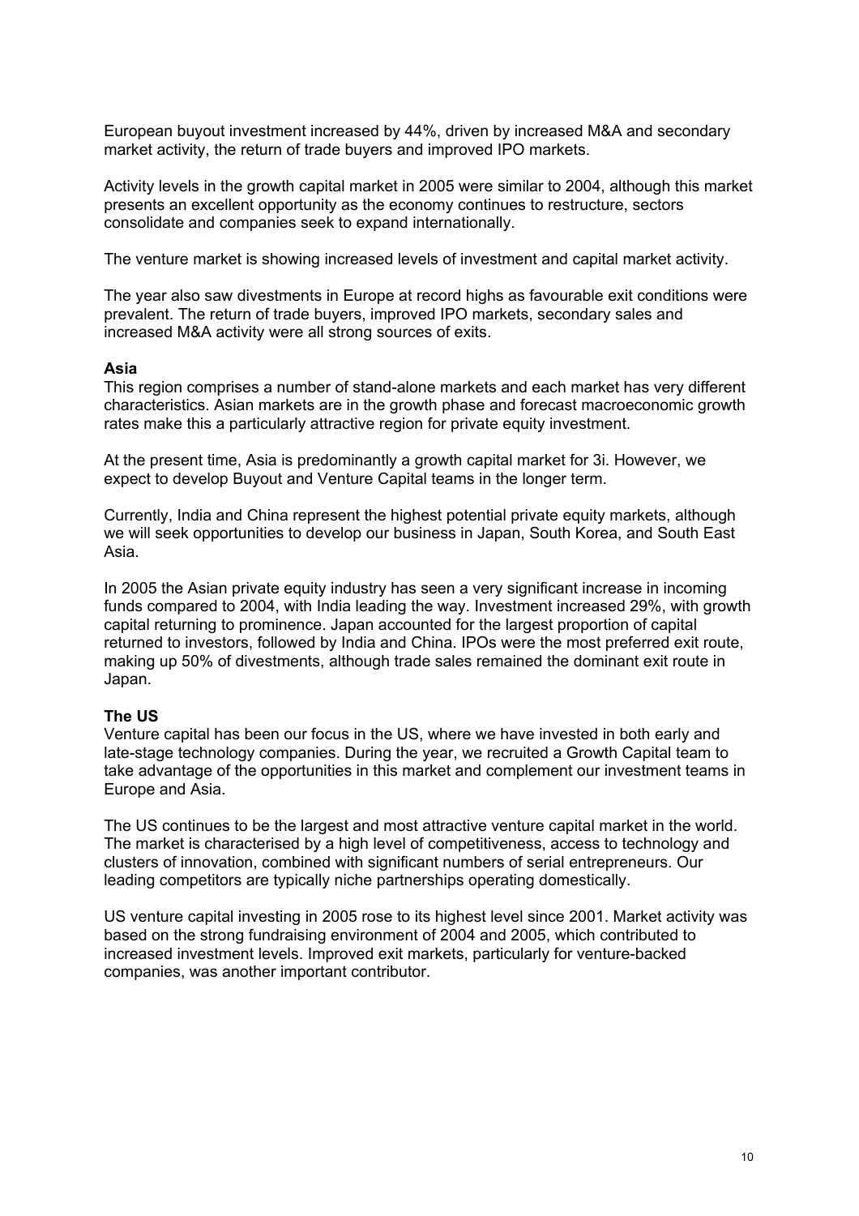European buyout investment increased by 44%, driven by increased M&A and secondary market activity, the return of trade buyers and improved IPO markets.

Activity levels in the growth capital market in 2005 were similar to 2004, although this market presents an excellent opportunity as the economy continues to restructure, sectors consolidate and companies seek to expand internationally.

The venture market is showing increased levels of investment and capital market activity.

The year also saw divestments in Europe at record highs as favourable exit conditions were prevalent. The return of trade buyers, improved IPO markets, secondary sales and increased M&A activity were all strong sources of exits.

**Asia**

This region comprises a number of stand-alone markets and each market has very different characteristics. Asian markets are in the growth phase and forecast macroeconomic growth rates make this a particularly attractive region for private equity investment.

At the present time, Asia is predominantly a growth capital market for 3i. However, we expect to develop Buyout and Venture Capital teams in the longer term.

Currently, India and China represent the highest potential private equity markets, although we will seek opportunities to develop our business in Japan, South Korea, and South East Asia.

In 2005 the Asian private equity industry has seen a very significant increase in incoming funds compared to 2004, with India leading the way. Investment increased 29%, with growth capital returning to prominence. Japan accounted for the largest proportion of capital returned to investors, followed by India and China. IPOs were the most preferred exit route, making up 50% of divestments, although trade sales remained the dominant exit route in Japan.

**The US**

Venture capital has been our focus in the US, where we have invested in both early and late-stage technology companies. During the year, we recruited a Growth Capital team to take advantage of the opportunities in this market and complement our investment teams in Europe and Asia.

The US continues to be the largest and most attractive venture capital market in the world. The market is characterised by a high level of competitiveness, access to technology and clusters of innovation, combined with significant numbers of serial entrepreneurs. Our leading competitors are typically niche partnerships operating domestically.

US venture capital investing in 2005 rose to its highest level since 2001. Market activity was based on the strong fundraising environment of 2004 and 2005, which contributed to increased investment levels. Improved exit markets, particularly for venture-backed companies, was another important contributor.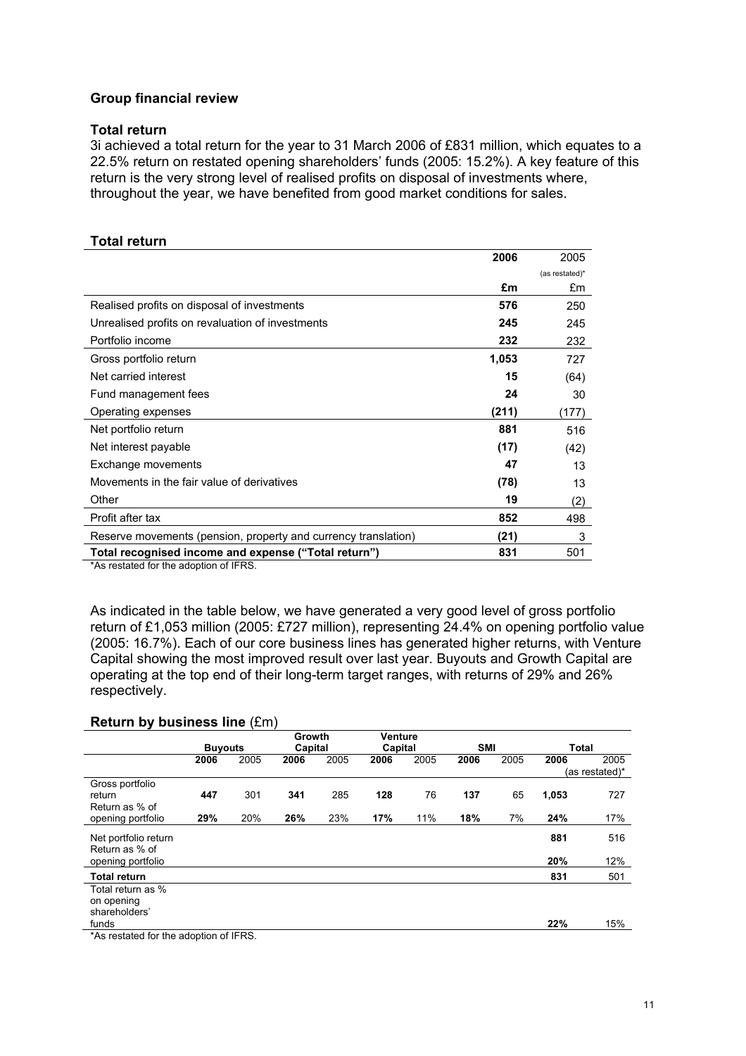## Group financial review

### Total return

3i achieved a total return for the year to 31 March 2006 of £831 million, which equates to a 22.5% return on restated opening shareholders' funds (2005: 15.2%). A key feature of this return is the very strong level of realised profits on disposal of investments where, throughout the year, we have benefited from good market conditions for sales.

### Total return

| | 2006 | 2005 (as restated)* |
|---|---|---|
| | £m | £m |
| Realised profits on disposal of investments | **576** | 250 |
| Unrealised profits on revaluation of investments | **245** | 245 |
| Portfolio income | **232** | 232 |
| Gross portfolio return | **1,053** | 727 |
| Net carried interest | **15** | (64) |
| Fund management fees | **24** | 30 |
| Operating expenses | **(211)** | (177) |
| Net portfolio return | **881** | 516 |
| Net interest payable | **(17)** | (42) |
| Exchange movements | **47** | 13 |
| Movements in the fair value of derivatives | **(78)** | 13 |
| Other | **19** | (2) |
| Profit after tax | **852** | 498 |
| Reserve movements (pension, property and currency translation) | **(21)** | 3 |
| **Total recognised income and expense ("Total return")** | **831** | 501 |

*As restated for the adoption of IFRS.

As indicated in the table below, we have generated a very good level of gross portfolio return of £1,053 million (2005: £727 million), representing 24.4% on opening portfolio value (2005: 16.7%). Each of our core business lines has generated higher returns, with Venture Capital showing the most improved result over last year. Buyouts and Growth Capital are operating at the top end of their long-term target ranges, with returns of 29% and 26% respectively.

### Return by business line (£m)

| | Buyouts | | Growth Capital | | Venture Capital | | SMI | | Total | |
|---|---|---|---|---|---|---|---|---|---|---|
| | 2006 | 2005 | 2006 | 2005 | 2006 | 2005 | 2006 | 2005 | 2006 | 2005 (as restated)* |
| Gross portfolio return | **447** | 301 | **341** | 285 | **128** | 76 | **137** | 65 | **1,053** | 727 |
| Return as % of opening portfolio | **29%** | 20% | **26%** | 23% | **17%** | 11% | **18%** | 7% | **24%** | 17% |
| Net portfolio return | | | | | | | | | **881** | 516 |
| Return as % of opening portfolio | | | | | | | | | **20%** | 12% |
| **Total return** | | | | | | | | | **831** | 501 |
| Total return as % on opening shareholders' funds | | | | | | | | | **22%** | 15% |

*As restated for the adoption of IFRS.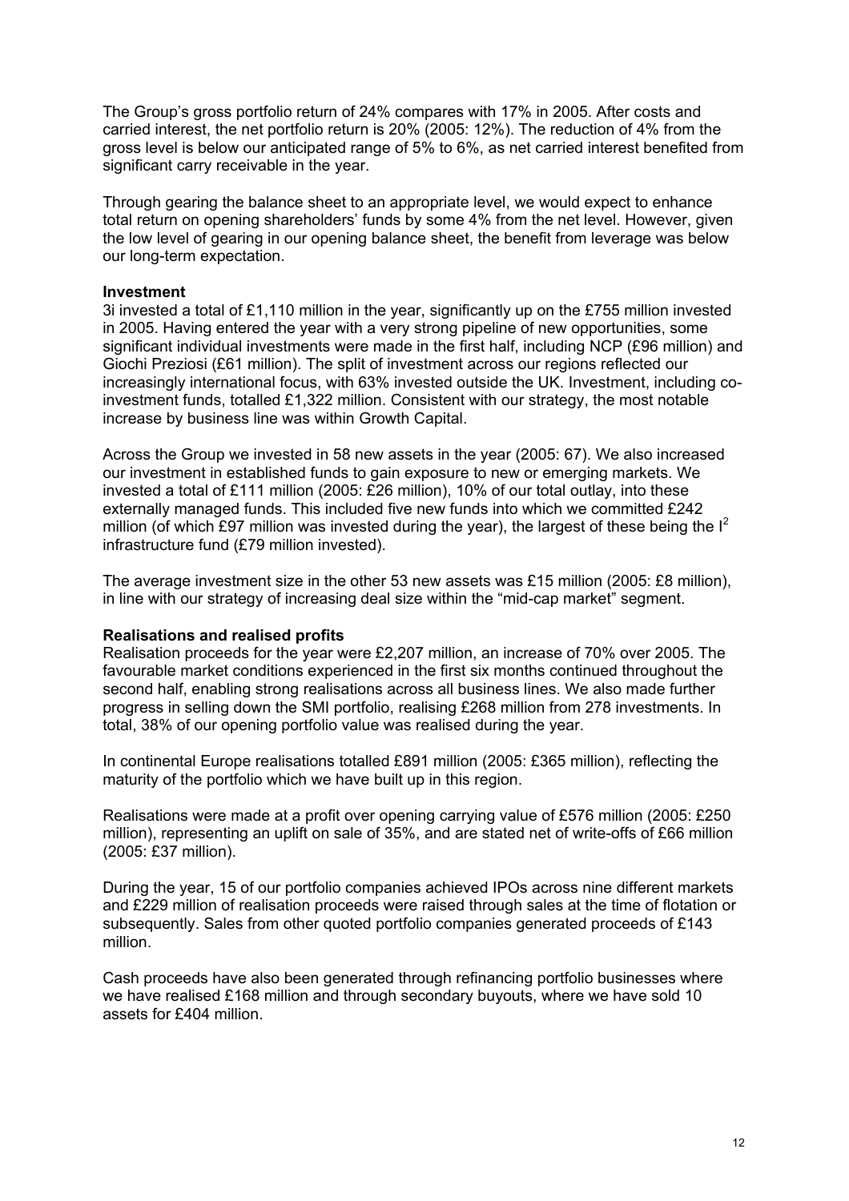The Group's gross portfolio return of 24% compares with 17% in 2005. After costs and carried interest, the net portfolio return is 20% (2005: 12%). The reduction of 4% from the gross level is below our anticipated range of 5% to 6%, as net carried interest benefited from significant carry receivable in the year.

Through gearing the balance sheet to an appropriate level, we would expect to enhance total return on opening shareholders' funds by some 4% from the net level. However, given the low level of gearing in our opening balance sheet, the benefit from leverage was below our long-term expectation.

**Investment**

3i invested a total of £1,110 million in the year, significantly up on the £755 million invested in 2005. Having entered the year with a very strong pipeline of new opportunities, some significant individual investments were made in the first half, including NCP (£96 million) and Giochi Preziosi (£61 million). The split of investment across our regions reflected our increasingly international focus, with 63% invested outside the UK. Investment, including co-investment funds, totalled £1,322 million. Consistent with our strategy, the most notable increase by business line was within Growth Capital.

Across the Group we invested in 58 new assets in the year (2005: 67). We also increased our investment in established funds to gain exposure to new or emerging markets. We invested a total of £111 million (2005: £26 million), 10% of our total outlay, into these externally managed funds. This included five new funds into which we committed £242 million (of which £97 million was invested during the year), the largest of these being the $I^2$ infrastructure fund (£79 million invested).

The average investment size in the other 53 new assets was £15 million (2005: £8 million), in line with our strategy of increasing deal size within the "mid-cap market" segment.

**Realisations and realised profits**

Realisation proceeds for the year were £2,207 million, an increase of 70% over 2005. The favourable market conditions experienced in the first six months continued throughout the second half, enabling strong realisations across all business lines. We also made further progress in selling down the SMI portfolio, realising £268 million from 278 investments. In total, 38% of our opening portfolio value was realised during the year.

In continental Europe realisations totalled £891 million (2005: £365 million), reflecting the maturity of the portfolio which we have built up in this region.

Realisations were made at a profit over opening carrying value of £576 million (2005: £250 million), representing an uplift on sale of 35%, and are stated net of write-offs of £66 million (2005: £37 million).

During the year, 15 of our portfolio companies achieved IPOs across nine different markets and £229 million of realisation proceeds were raised through sales at the time of flotation or subsequently. Sales from other quoted portfolio companies generated proceeds of £143 million.

Cash proceeds have also been generated through refinancing portfolio businesses where we have realised £168 million and through secondary buyouts, where we have sold 10 assets for £404 million.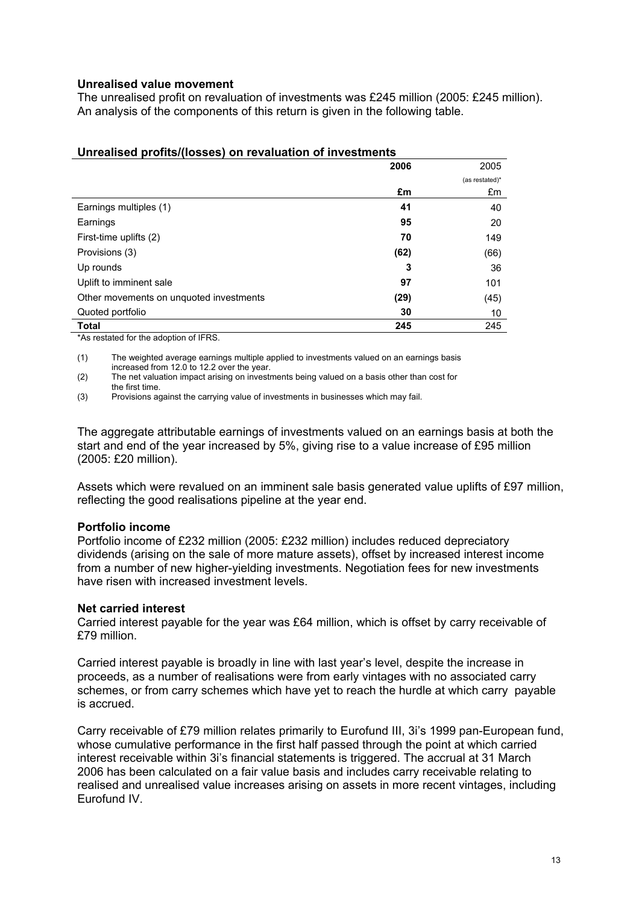### Unrealised value movement

The unrealised profit on revaluation of investments was £245 million (2005: £245 million). An analysis of the components of this return is given in the following table.

### Unrealised profits/(losses) on revaluation of investments

| | **2006** | 2005 |
|---|---|---|
| | | (as restated)* |
| | **£m** | £m |
| Earnings multiples (1) | **41** | 40 |
| Earnings | **95** | 20 |
| First-time uplifts (2) | **70** | 149 |
| Provisions (3) | **(62)** | (66) |
| Up rounds | **3** | 36 |
| Uplift to imminent sale | **97** | 101 |
| Other movements on unquoted investments | **(29)** | (45) |
| Quoted portfolio | **30** | 10 |
| **Total** | **245** | 245 |

*As restated for the adoption of IFRS.

(1) The weighted average earnings multiple applied to investments valued on an earnings basis increased from 12.0 to 12.2 over the year.

(2) The net valuation impact arising on investments being valued on a basis other than cost for the first time.

(3) Provisions against the carrying value of investments in businesses which may fail.

The aggregate attributable earnings of investments valued on an earnings basis at both the start and end of the year increased by 5%, giving rise to a value increase of £95 million (2005: £20 million).

Assets which were revalued on an imminent sale basis generated value uplifts of £97 million, reflecting the good realisations pipeline at the year end.

### Portfolio income

Portfolio income of £232 million (2005: £232 million) includes reduced depreciatory dividends (arising on the sale of more mature assets), offset by increased interest income from a number of new higher-yielding investments. Negotiation fees for new investments have risen with increased investment levels.

### Net carried interest

Carried interest payable for the year was £64 million, which is offset by carry receivable of £79 million.

Carried interest payable is broadly in line with last year's level, despite the increase in proceeds, as a number of realisations were from early vintages with no associated carry schemes, or from carry schemes which have yet to reach the hurdle at which carry payable is accrued.

Carry receivable of £79 million relates primarily to Eurofund III, 3i's 1999 pan-European fund, whose cumulative performance in the first half passed through the point at which carried interest receivable within 3i's financial statements is triggered. The accrual at 31 March 2006 has been calculated on a fair value basis and includes carry receivable relating to realised and unrealised value increases arising on assets in more recent vintages, including Eurofund IV.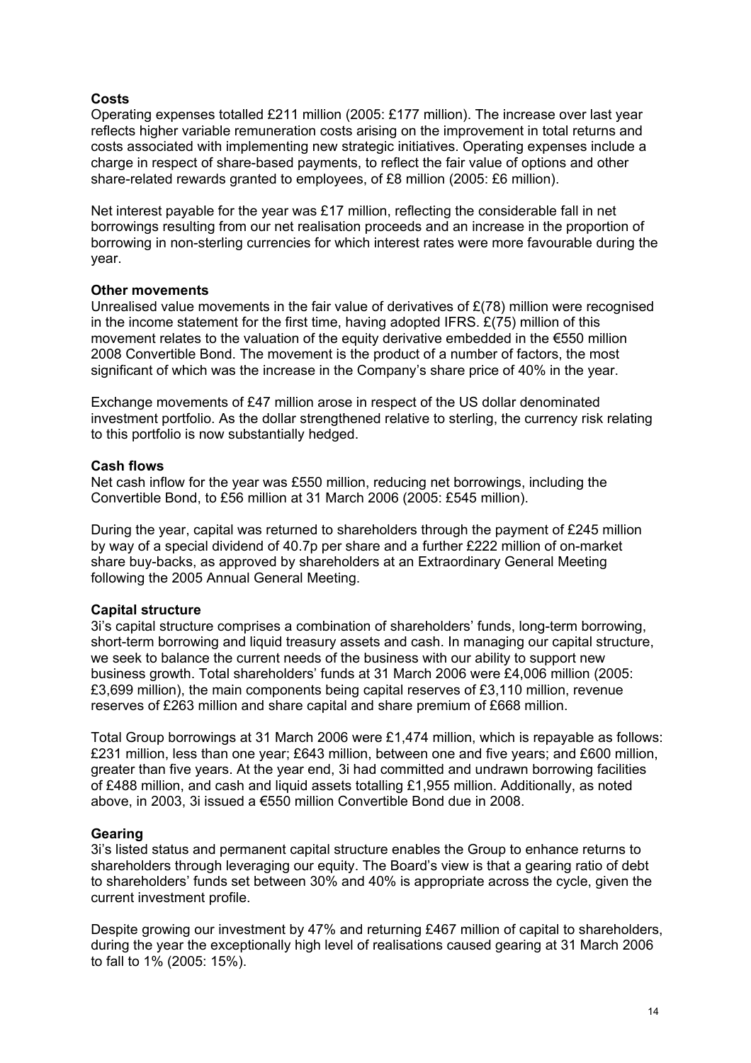**Costs**

Operating expenses totalled £211 million (2005: £177 million). The increase over last year reflects higher variable remuneration costs arising on the improvement in total returns and costs associated with implementing new strategic initiatives. Operating expenses include a charge in respect of share-based payments, to reflect the fair value of options and other share-related rewards granted to employees, of £8 million (2005: £6 million).

Net interest payable for the year was £17 million, reflecting the considerable fall in net borrowings resulting from our net realisation proceeds and an increase in the proportion of borrowing in non-sterling currencies for which interest rates were more favourable during the year.

**Other movements**

Unrealised value movements in the fair value of derivatives of £(78) million were recognised in the income statement for the first time, having adopted IFRS. £(75) million of this movement relates to the valuation of the equity derivative embedded in the €550 million 2008 Convertible Bond. The movement is the product of a number of factors, the most significant of which was the increase in the Company's share price of 40% in the year.

Exchange movements of £47 million arose in respect of the US dollar denominated investment portfolio. As the dollar strengthened relative to sterling, the currency risk relating to this portfolio is now substantially hedged.

**Cash flows**

Net cash inflow for the year was £550 million, reducing net borrowings, including the Convertible Bond, to £56 million at 31 March 2006 (2005: £545 million).

During the year, capital was returned to shareholders through the payment of £245 million by way of a special dividend of 40.7p per share and a further £222 million of on-market share buy-backs, as approved by shareholders at an Extraordinary General Meeting following the 2005 Annual General Meeting.

**Capital structure**

3i's capital structure comprises a combination of shareholders' funds, long-term borrowing, short-term borrowing and liquid treasury assets and cash. In managing our capital structure, we seek to balance the current needs of the business with our ability to support new business growth. Total shareholders' funds at 31 March 2006 were £4,006 million (2005: £3,699 million), the main components being capital reserves of £3,110 million, revenue reserves of £263 million and share capital and share premium of £668 million.

Total Group borrowings at 31 March 2006 were £1,474 million, which is repayable as follows: £231 million, less than one year; £643 million, between one and five years; and £600 million, greater than five years. At the year end, 3i had committed and undrawn borrowing facilities of £488 million, and cash and liquid assets totalling £1,955 million. Additionally, as noted above, in 2003, 3i issued a €550 million Convertible Bond due in 2008.

**Gearing**

3i's listed status and permanent capital structure enables the Group to enhance returns to shareholders through leveraging our equity. The Board's view is that a gearing ratio of debt to shareholders' funds set between 30% and 40% is appropriate across the cycle, given the current investment profile.

Despite growing our investment by 47% and returning £467 million of capital to shareholders, during the year the exceptionally high level of realisations caused gearing at 31 March 2006 to fall to 1% (2005: 15%).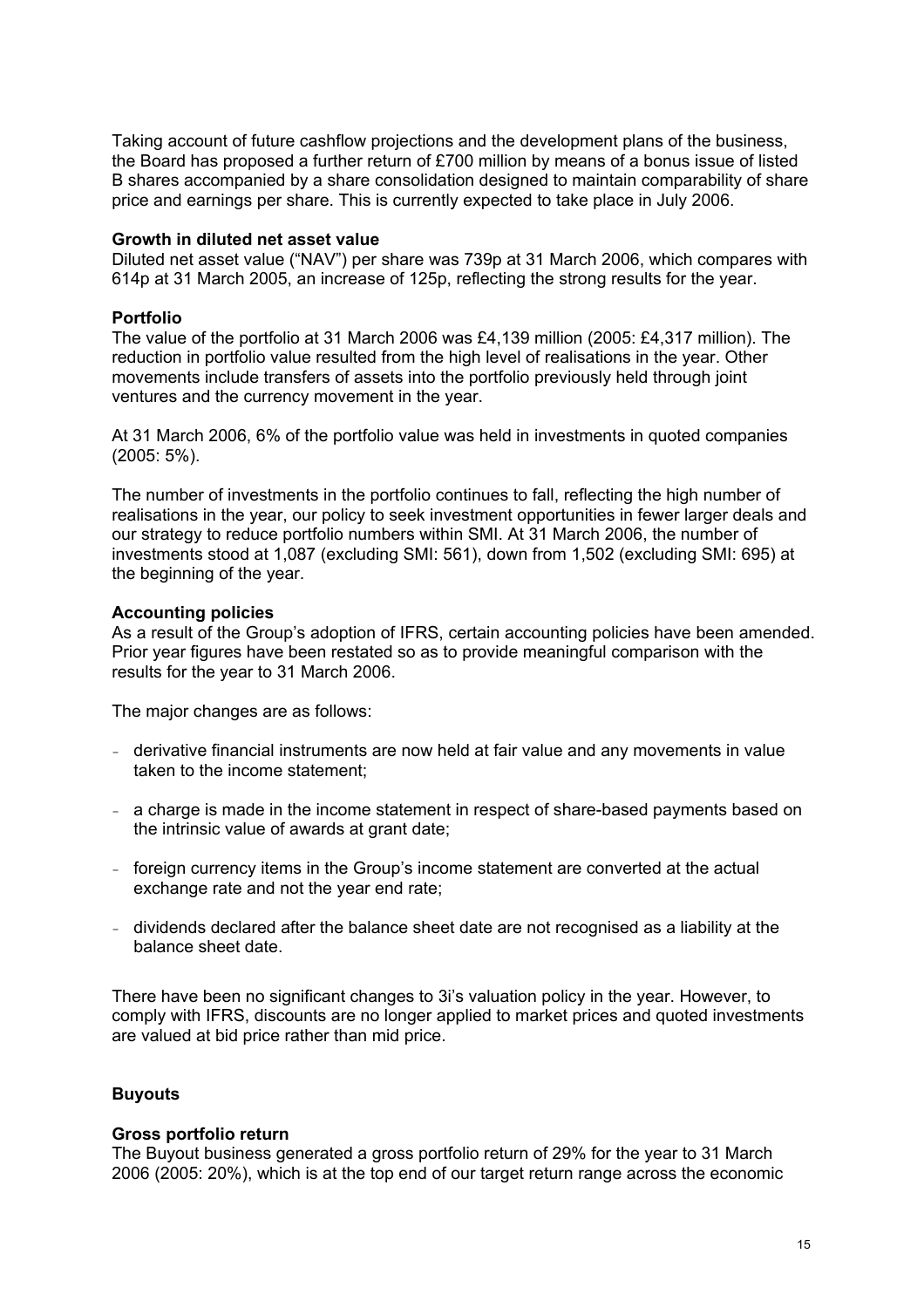Taking account of future cashflow projections and the development plans of the business, the Board has proposed a further return of £700 million by means of a bonus issue of listed B shares accompanied by a share consolidation designed to maintain comparability of share price and earnings per share. This is currently expected to take place in July 2006.

**Growth in diluted net asset value**

Diluted net asset value ("NAV") per share was 739p at 31 March 2006, which compares with 614p at 31 March 2005, an increase of 125p, reflecting the strong results for the year.

**Portfolio**

The value of the portfolio at 31 March 2006 was £4,139 million (2005: £4,317 million). The reduction in portfolio value resulted from the high level of realisations in the year. Other movements include transfers of assets into the portfolio previously held through joint ventures and the currency movement in the year.

At 31 March 2006, 6% of the portfolio value was held in investments in quoted companies (2005: 5%).

The number of investments in the portfolio continues to fall, reflecting the high number of realisations in the year, our policy to seek investment opportunities in fewer larger deals and our strategy to reduce portfolio numbers within SMI. At 31 March 2006, the number of investments stood at 1,087 (excluding SMI: 561), down from 1,502 (excluding SMI: 695) at the beginning of the year.

**Accounting policies**

As a result of the Group's adoption of IFRS, certain accounting policies have been amended. Prior year figures have been restated so as to provide meaningful comparison with the results for the year to 31 March 2006.

The major changes are as follows:

- derivative financial instruments are now held at fair value and any movements in value taken to the income statement;
- a charge is made in the income statement in respect of share-based payments based on the intrinsic value of awards at grant date;
- foreign currency items in the Group's income statement are converted at the actual exchange rate and not the year end rate;
- dividends declared after the balance sheet date are not recognised as a liability at the balance sheet date.

There have been no significant changes to 3i's valuation policy in the year. However, to comply with IFRS, discounts are no longer applied to market prices and quoted investments are valued at bid price rather than mid price.

**Buyouts**

**Gross portfolio return**

The Buyout business generated a gross portfolio return of 29% for the year to 31 March 2006 (2005: 20%), which is at the top end of our target return range across the economic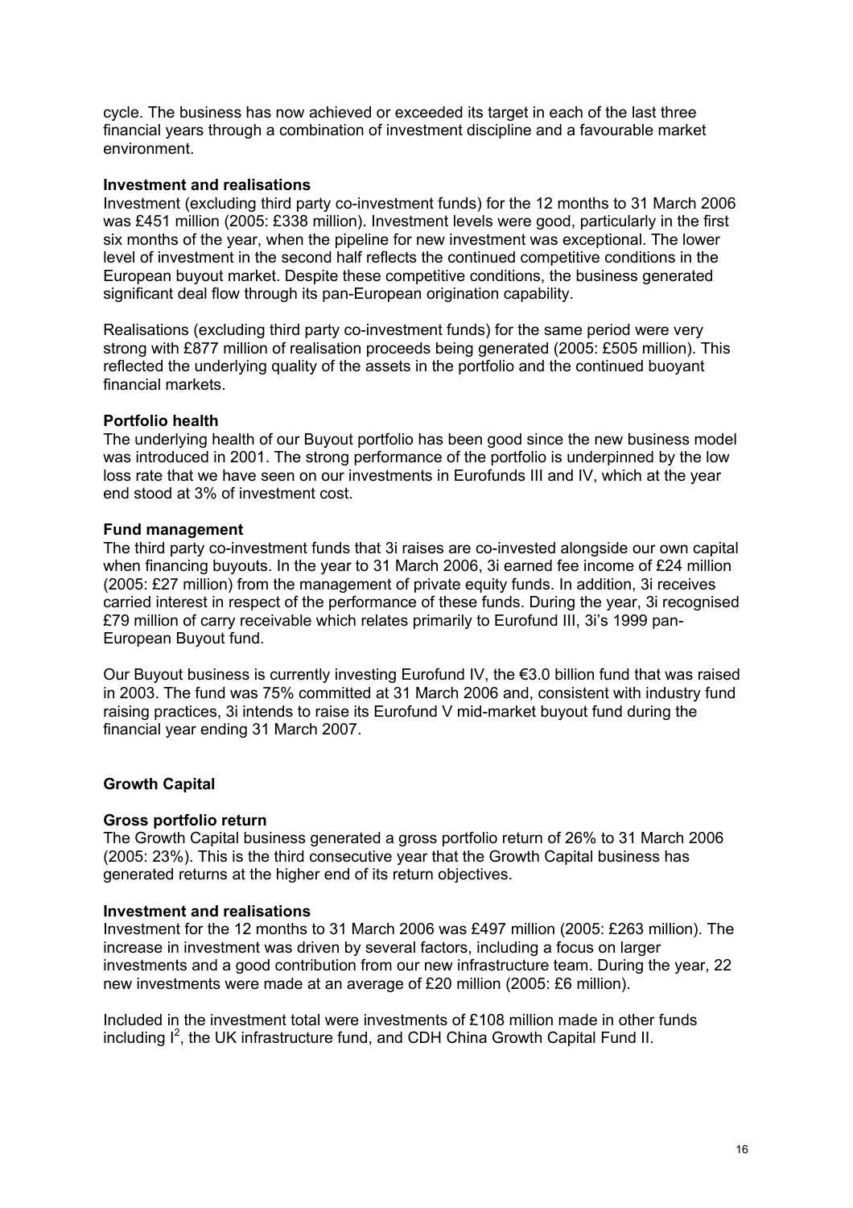cycle. The business has now achieved or exceeded its target in each of the last three financial years through a combination of investment discipline and a favourable market environment.

**Investment and realisations**

Investment (excluding third party co-investment funds) for the 12 months to 31 March 2006 was £451 million (2005: £338 million). Investment levels were good, particularly in the first six months of the year, when the pipeline for new investment was exceptional. The lower level of investment in the second half reflects the continued competitive conditions in the European buyout market. Despite these competitive conditions, the business generated significant deal flow through its pan-European origination capability.

Realisations (excluding third party co-investment funds) for the same period were very strong with £877 million of realisation proceeds being generated (2005: £505 million). This reflected the underlying quality of the assets in the portfolio and the continued buoyant financial markets.

**Portfolio health**

The underlying health of our Buyout portfolio has been good since the new business model was introduced in 2001. The strong performance of the portfolio is underpinned by the low loss rate that we have seen on our investments in Eurofunds III and IV, which at the year end stood at 3% of investment cost.

**Fund management**

The third party co-investment funds that 3i raises are co-invested alongside our own capital when financing buyouts. In the year to 31 March 2006, 3i earned fee income of £24 million (2005: £27 million) from the management of private equity funds. In addition, 3i receives carried interest in respect of the performance of these funds. During the year, 3i recognised £79 million of carry receivable which relates primarily to Eurofund III, 3i's 1999 pan-European Buyout fund.

Our Buyout business is currently investing Eurofund IV, the €3.0 billion fund that was raised in 2003. The fund was 75% committed at 31 March 2006 and, consistent with industry fund raising practices, 3i intends to raise its Eurofund V mid-market buyout fund during the financial year ending 31 March 2007.

## Growth Capital

**Gross portfolio return**

The Growth Capital business generated a gross portfolio return of 26% to 31 March 2006 (2005: 23%). This is the third consecutive year that the Growth Capital business has generated returns at the higher end of its return objectives.

**Investment and realisations**

Investment for the 12 months to 31 March 2006 was £497 million (2005: £263 million). The increase in investment was driven by several factors, including a focus on larger investments and a good contribution from our new infrastructure team. During the year, 22 new investments were made at an average of £20 million (2005: £6 million).

Included in the investment total were investments of £108 million made in other funds including $I^2$, the UK infrastructure fund, and CDH China Growth Capital Fund II.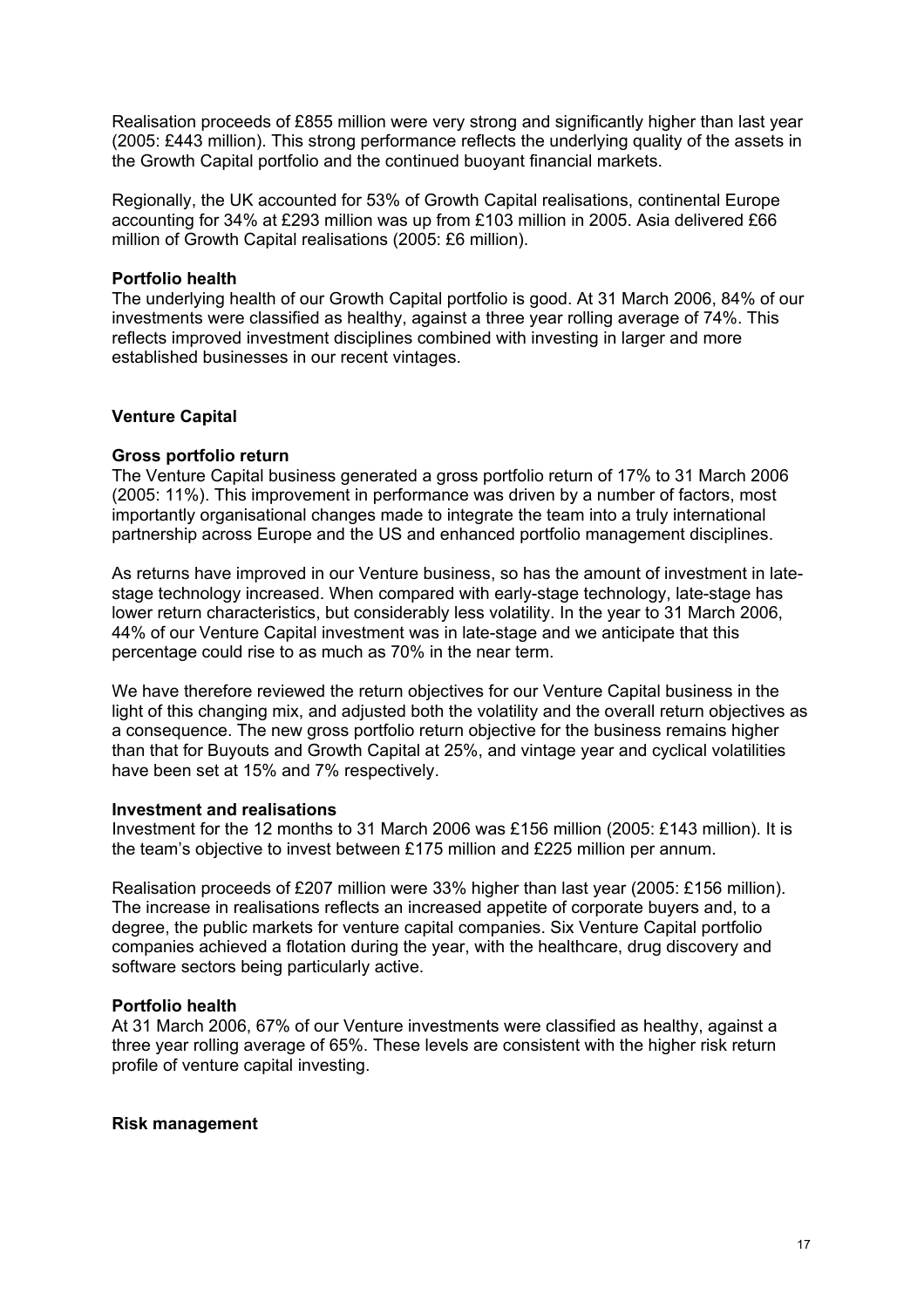Realisation proceeds of £855 million were very strong and significantly higher than last year (2005: £443 million). This strong performance reflects the underlying quality of the assets in the Growth Capital portfolio and the continued buoyant financial markets.

Regionally, the UK accounted for 53% of Growth Capital realisations, continental Europe accounting for 34% at £293 million was up from £103 million in 2005. Asia delivered £66 million of Growth Capital realisations (2005: £6 million).

**Portfolio health**

The underlying health of our Growth Capital portfolio is good. At 31 March 2006, 84% of our investments were classified as healthy, against a three year rolling average of 74%. This reflects improved investment disciplines combined with investing in larger and more established businesses in our recent vintages.

## Venture Capital

**Gross portfolio return**

The Venture Capital business generated a gross portfolio return of 17% to 31 March 2006 (2005: 11%). This improvement in performance was driven by a number of factors, most importantly organisational changes made to integrate the team into a truly international partnership across Europe and the US and enhanced portfolio management disciplines.

As returns have improved in our Venture business, so has the amount of investment in late-stage technology increased. When compared with early-stage technology, late-stage has lower return characteristics, but considerably less volatility. In the year to 31 March 2006, 44% of our Venture Capital investment was in late-stage and we anticipate that this percentage could rise to as much as 70% in the near term.

We have therefore reviewed the return objectives for our Venture Capital business in the light of this changing mix, and adjusted both the volatility and the overall return objectives as a consequence. The new gross portfolio return objective for the business remains higher than that for Buyouts and Growth Capital at 25%, and vintage year and cyclical volatilities have been set at 15% and 7% respectively.

**Investment and realisations**

Investment for the 12 months to 31 March 2006 was £156 million (2005: £143 million). It is the team's objective to invest between £175 million and £225 million per annum.

Realisation proceeds of £207 million were 33% higher than last year (2005: £156 million). The increase in realisations reflects an increased appetite of corporate buyers and, to a degree, the public markets for venture capital companies. Six Venture Capital portfolio companies achieved a flotation during the year, with the healthcare, drug discovery and software sectors being particularly active.

**Portfolio health**

At 31 March 2006, 67% of our Venture investments were classified as healthy, against a three year rolling average of 65%. These levels are consistent with the higher risk return profile of venture capital investing.

## Risk management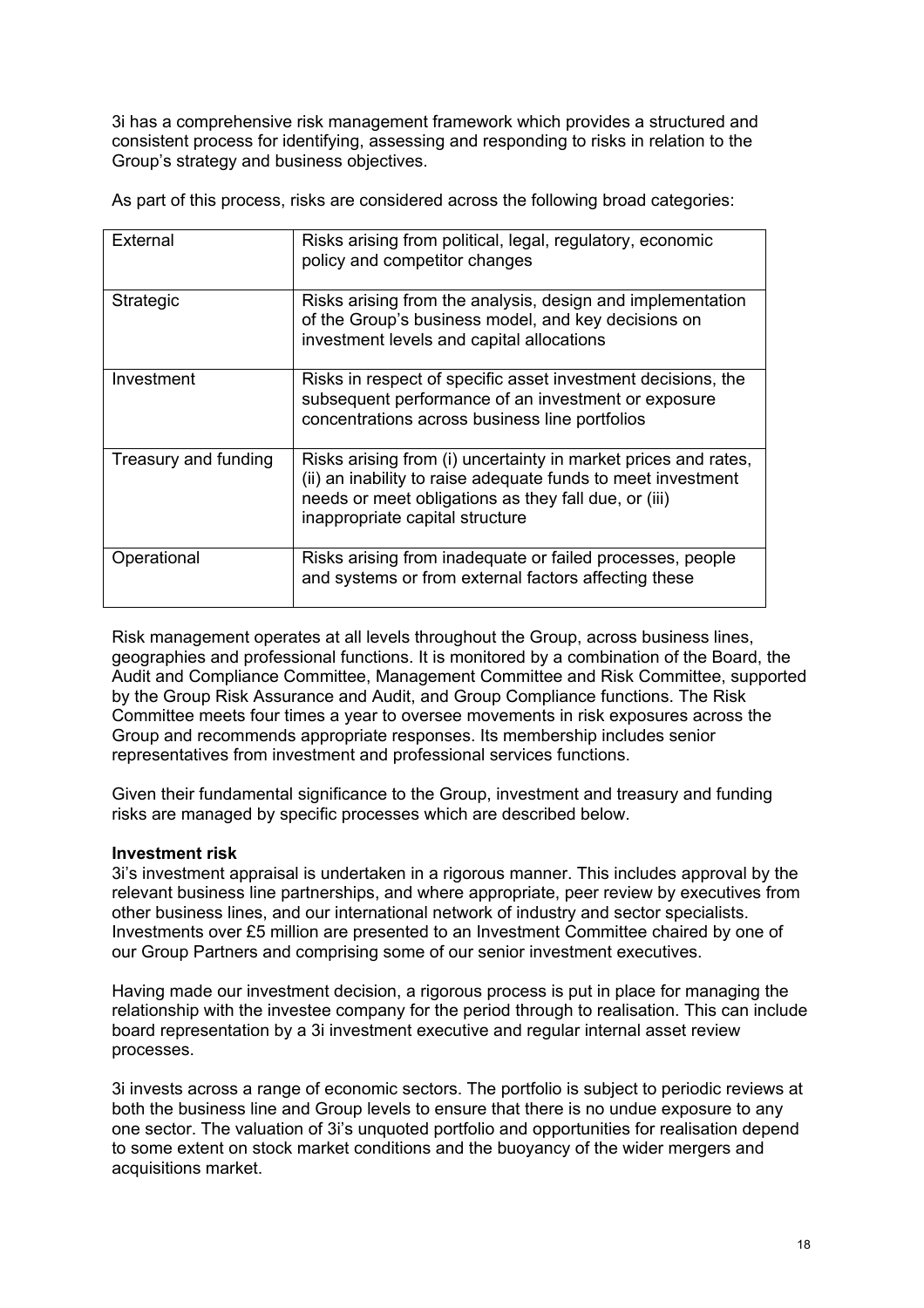3i has a comprehensive risk management framework which provides a structured and consistent process for identifying, assessing and responding to risks in relation to the Group's strategy and business objectives.

As part of this process, risks are considered across the following broad categories:

| | |
|---|---|
| External | Risks arising from political, legal, regulatory, economic policy and competitor changes |
| Strategic | Risks arising from the analysis, design and implementation of the Group's business model, and key decisions on investment levels and capital allocations |
| Investment | Risks in respect of specific asset investment decisions, the subsequent performance of an investment or exposure concentrations across business line portfolios |
| Treasury and funding | Risks arising from (i) uncertainty in market prices and rates, (ii) an inability to raise adequate funds to meet investment needs or meet obligations as they fall due, or (iii) inappropriate capital structure |
| Operational | Risks arising from inadequate or failed processes, people and systems or from external factors affecting these |

Risk management operates at all levels throughout the Group, across business lines, geographies and professional functions. It is monitored by a combination of the Board, the Audit and Compliance Committee, Management Committee and Risk Committee, supported by the Group Risk Assurance and Audit, and Group Compliance functions. The Risk Committee meets four times a year to oversee movements in risk exposures across the Group and recommends appropriate responses. Its membership includes senior representatives from investment and professional services functions.

Given their fundamental significance to the Group, investment and treasury and funding risks are managed by specific processes which are described below.

**Investment risk**

3i's investment appraisal is undertaken in a rigorous manner. This includes approval by the relevant business line partnerships, and where appropriate, peer review by executives from other business lines, and our international network of industry and sector specialists. Investments over £5 million are presented to an Investment Committee chaired by one of our Group Partners and comprising some of our senior investment executives.

Having made our investment decision, a rigorous process is put in place for managing the relationship with the investee company for the period through to realisation. This can include board representation by a 3i investment executive and regular internal asset review processes.

3i invests across a range of economic sectors. The portfolio is subject to periodic reviews at both the business line and Group levels to ensure that there is no undue exposure to any one sector. The valuation of 3i's unquoted portfolio and opportunities for realisation depend to some extent on stock market conditions and the buoyancy of the wider mergers and acquisitions market.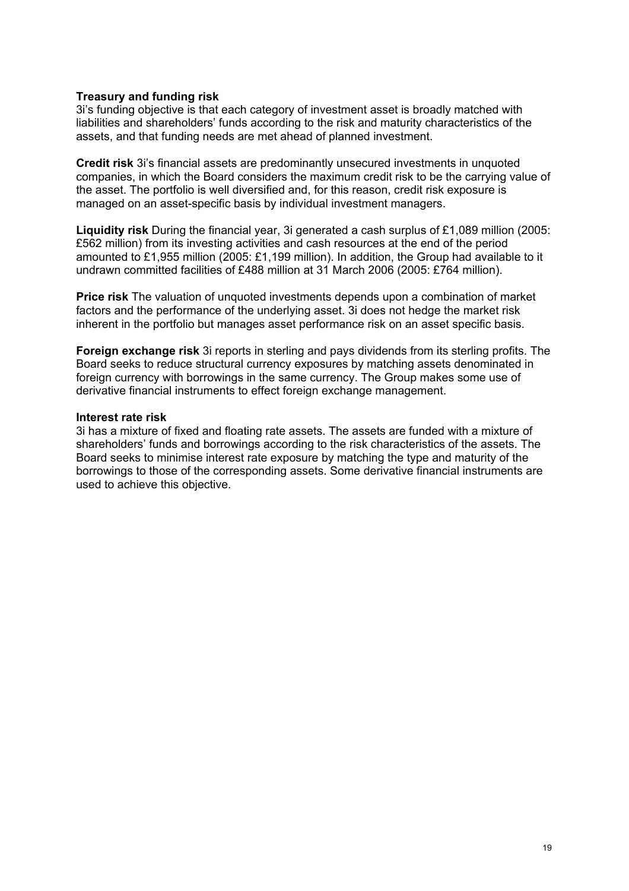**Treasury and funding risk**

3i's funding objective is that each category of investment asset is broadly matched with liabilities and shareholders' funds according to the risk and maturity characteristics of the assets, and that funding needs are met ahead of planned investment.

**Credit risk** 3i's financial assets are predominantly unsecured investments in unquoted companies, in which the Board considers the maximum credit risk to be the carrying value of the asset. The portfolio is well diversified and, for this reason, credit risk exposure is managed on an asset-specific basis by individual investment managers.

**Liquidity risk** During the financial year, 3i generated a cash surplus of £1,089 million (2005: £562 million) from its investing activities and cash resources at the end of the period amounted to £1,955 million (2005: £1,199 million). In addition, the Group had available to it undrawn committed facilities of £488 million at 31 March 2006 (2005: £764 million).

**Price risk** The valuation of unquoted investments depends upon a combination of market factors and the performance of the underlying asset. 3i does not hedge the market risk inherent in the portfolio but manages asset performance risk on an asset specific basis.

**Foreign exchange risk** 3i reports in sterling and pays dividends from its sterling profits. The Board seeks to reduce structural currency exposures by matching assets denominated in foreign currency with borrowings in the same currency. The Group makes some use of derivative financial instruments to effect foreign exchange management.

**Interest rate risk**

3i has a mixture of fixed and floating rate assets. The assets are funded with a mixture of shareholders' funds and borrowings according to the risk characteristics of the assets. The Board seeks to minimise interest rate exposure by matching the type and maturity of the borrowings to those of the corresponding assets. Some derivative financial instruments are used to achieve this objective.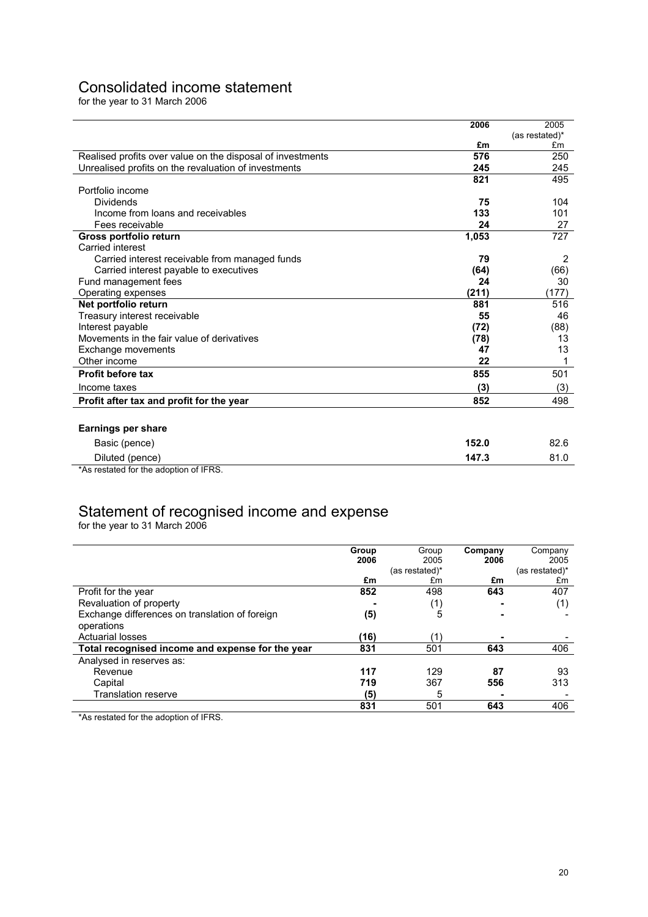# Consolidated income statement

for the year to 31 March 2006

| | 2006 | 2005 (as restated)* |
|---|---|---|
| | £m | £m |
| Realised profits over value on the disposal of investments | **576** | 250 |
| Unrealised profits on the revaluation of investments | **245** | 245 |
| | **821** | 495 |
| Portfolio income | | |
| Dividends | **75** | 104 |
| Income from loans and receivables | **133** | 101 |
| Fees receivable | **24** | 27 |
| **Gross portfolio return** | **1,053** | 727 |
| Carried interest | | |
| Carried interest receivable from managed funds | **79** | 2 |
| Carried interest payable to executives | **(64)** | (66) |
| Fund management fees | **24** | 30 |
| Operating expenses | **(211)** | (177) |
| **Net portfolio return** | **881** | 516 |
| Treasury interest receivable | **55** | 46 |
| Interest payable | **(72)** | (88) |
| Movements in the fair value of derivatives | **(78)** | 13 |
| Exchange movements | **47** | 13 |
| Other income | **22** | 1 |
| **Profit before tax** | **855** | 501 |
| Income taxes | **(3)** | (3) |
| **Profit after tax and profit for the year** | **852** | 498 |
| | | |
| **Earnings per share** | | |
| Basic (pence) | **152.0** | 82.6 |
| Diluted (pence) | **147.3** | 81.0 |

*As restated for the adoption of IFRS.

# Statement of recognised income and expense

for the year to 31 March 2006

| | Group 2006 | Group 2005 (as restated)* | Company 2006 | Company 2005 (as restated)* |
|---|---|---|---|---|
| | £m | £m | £m | £m |
| Profit for the year | **852** | 498 | **643** | 407 |
| Revaluation of property | **-** | (1) | **-** | (1) |
| Exchange differences on translation of foreign operations | **(5)** | 5 | **-** | - |
| Actuarial losses | **(16)** | (1) | **-** | - |
| **Total recognised income and expense for the year** | **831** | 501 | **643** | 406 |
| Analysed in reserves as: | | | | |
| Revenue | **117** | 129 | **87** | 93 |
| Capital | **719** | 367 | **556** | 313 |
| Translation reserve | **(5)** | 5 | **-** | - |
| | **831** | 501 | **643** | 406 |

*As restated for the adoption of IFRS.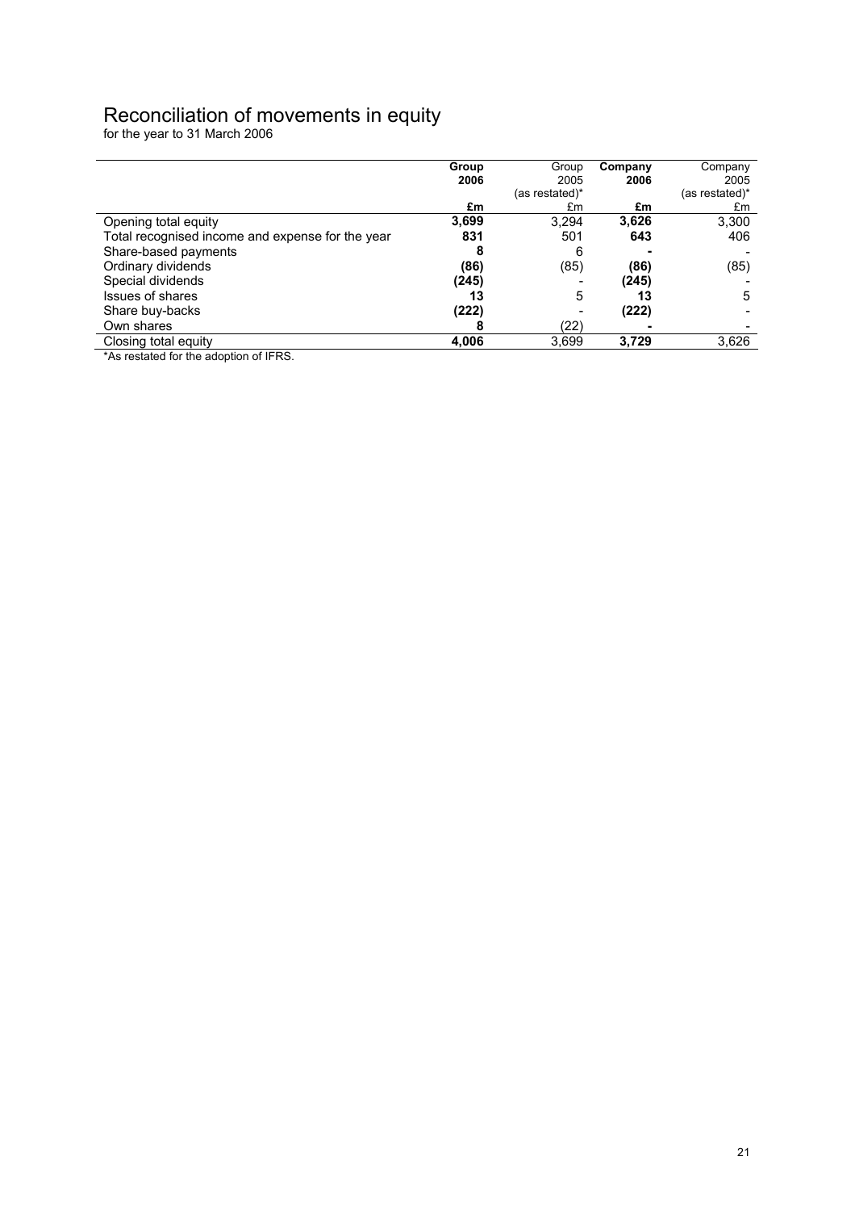# Reconciliation of movements in equity

for the year to 31 March 2006

| | **Group 2006 £m** | Group 2005 (as restated)* £m | **Company 2006 £m** | Company 2005 (as restated)* £m |
|---|---|---|---|---|
| Opening total equity | **3,699** | 3,294 | **3,626** | 3,300 |
| Total recognised income and expense for the year | **831** | 501 | **643** | 406 |
| Share-based payments | **8** | 6 | **-** | - |
| Ordinary dividends | **(86)** | (85) | **(86)** | (85) |
| Special dividends | **(245)** | - | **(245)** | - |
| Issues of shares | **13** | 5 | **13** | 5 |
| Share buy-backs | **(222)** | - | **(222)** | - |
| Own shares | **8** | (22) | **-** | - |
| Closing total equity | **4,006** | 3,699 | **3,729** | 3,626 |

*As restated for the adoption of IFRS.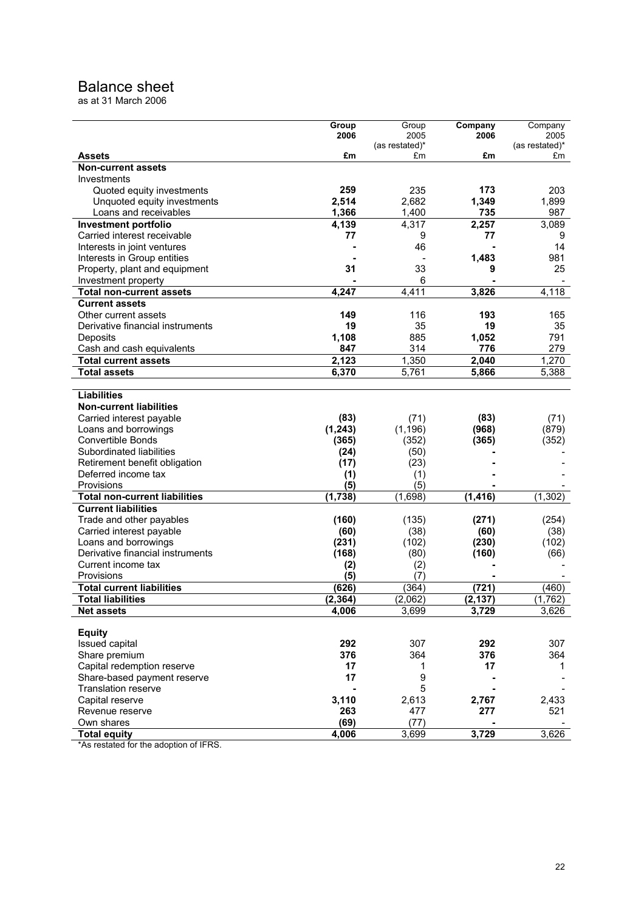# Balance sheet

as at 31 March 2006

| | Group 2006 | Group 2005 (as restated)* | Company 2006 | Company 2005 (as restated)* |
|---|---|---|---|---|
| **Assets** | **£m** | £m | **£m** | £m |
| **Non-current assets** | | | | |
| Investments | | | | |
| Quoted equity investments | **259** | 235 | **173** | 203 |
| Unquoted equity investments | **2,514** | 2,682 | **1,349** | 1,899 |
| Loans and receivables | **1,366** | 1,400 | **735** | 987 |
| **Investment portfolio** | **4,139** | 4,317 | **2,257** | 3,089 |
| Carried interest receivable | **77** | 9 | **77** | 9 |
| Interests in joint ventures | **-** | 46 | **-** | 14 |
| Interests in Group entities | **-** | - | **1,483** | 981 |
| Property, plant and equipment | **31** | 33 | **9** | 25 |
| Investment property | **-** | 6 | **-** | - |
| **Total non-current assets** | **4,247** | 4,411 | **3,826** | 4,118 |
| **Current assets** | | | | |
| Other current assets | **149** | 116 | **193** | 165 |
| Derivative financial instruments | **19** | 35 | **19** | 35 |
| Deposits | **1,108** | 885 | **1,052** | 791 |
| Cash and cash equivalents | **847** | 314 | **776** | 279 |
| **Total current assets** | **2,123** | 1,350 | **2,040** | 1,270 |
| **Total assets** | **6,370** | 5,761 | **5,866** | 5,388 |
| | | | | |
| **Liabilities** | | | | |
| **Non-current liabilities** | | | | |
| Carried interest payable | **(83)** | (71) | **(83)** | (71) |
| Loans and borrowings | **(1,243)** | (1,196) | **(968)** | (879) |
| Convertible Bonds | **(365)** | (352) | **(365)** | (352) |
| Subordinated liabilities | **(24)** | (50) | **-** | - |
| Retirement benefit obligation | **(17)** | (23) | **-** | - |
| Deferred income tax | **(1)** | (1) | **-** | - |
| Provisions | **(5)** | (5) | **-** | - |
| **Total non-current liabilities** | **(1,738)** | (1,698) | **(1,416)** | (1,302) |
| **Current liabilities** | | | | |
| Trade and other payables | **(160)** | (135) | **(271)** | (254) |
| Carried interest payable | **(60)** | (38) | **(60)** | (38) |
| Loans and borrowings | **(231)** | (102) | **(230)** | (102) |
| Derivative financial instruments | **(168)** | (80) | **(160)** | (66) |
| Current income tax | **(2)** | (2) | **-** | - |
| Provisions | **(5)** | (7) | **-** | - |
| **Total current liabilities** | **(626)** | (364) | **(721)** | (460) |
| **Total liabilities** | **(2,364)** | (2,062) | **(2,137)** | (1,762) |
| **Net assets** | **4,006** | 3,699 | **3,729** | 3,626 |
| | | | | |
| **Equity** | | | | |
| Issued capital | **292** | 307 | **292** | 307 |
| Share premium | **376** | 364 | **376** | 364 |
| Capital redemption reserve | **17** | 1 | **17** | 1 |
| Share-based payment reserve | **17** | 9 | **-** | - |
| Translation reserve | **-** | 5 | **-** | - |
| Capital reserve | **3,110** | 2,613 | **2,767** | 2,433 |
| Revenue reserve | **263** | 477 | **277** | 521 |
| Own shares | **(69)** | (77) | **-** | - |
| **Total equity** | **4,006** | 3,699 | **3,729** | 3,626 |

*As restated for the adoption of IFRS.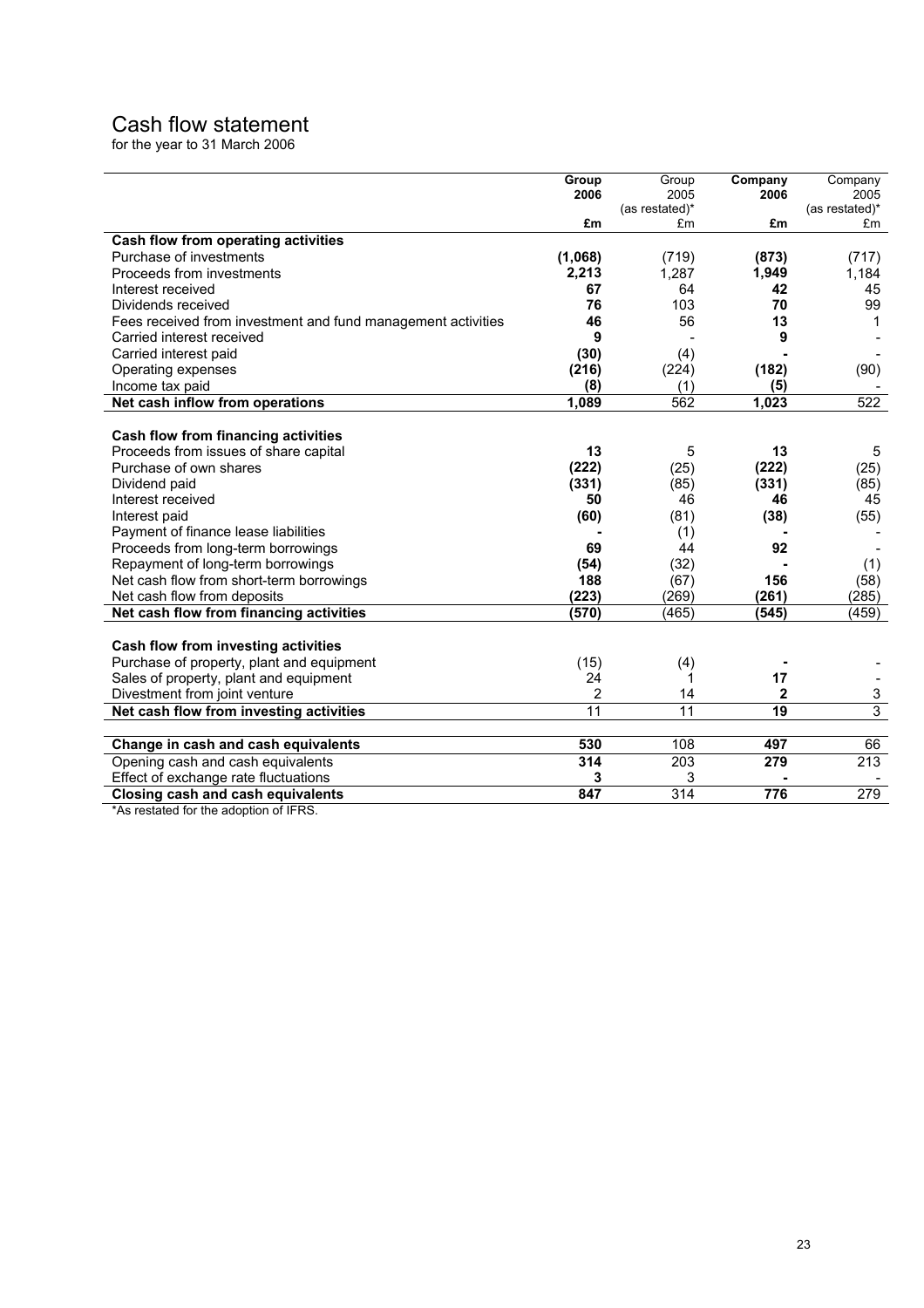# Cash flow statement

for the year to 31 March 2006

| | **Group 2006 £m** | Group 2005 (as restated)* £m | **Company 2006 £m** | Company 2005 (as restated)* £m |
|---|---|---|---|---|
| **Cash flow from operating activities** | | | | |
| Purchase of investments | **(1,068)** | (719) | **(873)** | (717) |
| Proceeds from investments | **2,213** | 1,287 | **1,949** | 1,184 |
| Interest received | **67** | 64 | **42** | 45 |
| Dividends received | **76** | 103 | **70** | 99 |
| Fees received from investment and fund management activities | **46** | 56 | **13** | 1 |
| Carried interest received | **9** | - | **9** | - |
| Carried interest paid | **(30)** | (4) | **-** | - |
| Operating expenses | **(216)** | (224) | **(182)** | (90) |
| Income tax paid | **(8)** | (1) | **(5)** | - |
| **Net cash inflow from operations** | **1,089** | 562 | **1,023** | 522 |
| | | | | |
| **Cash flow from financing activities** | | | | |
| Proceeds from issues of share capital | **13** | 5 | **13** | 5 |
| Purchase of own shares | **(222)** | (25) | **(222)** | (25) |
| Dividend paid | **(331)** | (85) | **(331)** | (85) |
| Interest received | **50** | 46 | **46** | 45 |
| Interest paid | **(60)** | (81) | **(38)** | (55) |
| Payment of finance lease liabilities | **-** | (1) | **-** | - |
| Proceeds from long-term borrowings | **69** | 44 | **92** | - |
| Repayment of long-term borrowings | **(54)** | (32) | **-** | (1) |
| Net cash flow from short-term borrowings | **188** | (67) | **156** | (58) |
| Net cash flow from deposits | **(223)** | (269) | **(261)** | (285) |
| **Net cash flow from financing activities** | **(570)** | (465) | **(545)** | (459) |
| | | | | |
| **Cash flow from investing activities** | | | | |
| Purchase of property, plant and equipment | (15) | (4) | **-** | - |
| Sales of property, plant and equipment | 24 | 1 | **17** | - |
| Divestment from joint venture | 2 | 14 | **2** | 3 |
| **Net cash flow from investing activities** | 11 | 11 | **19** | 3 |
| | | | | |
| **Change in cash and cash equivalents** | **530** | 108 | **497** | 66 |
| Opening cash and cash equivalents | **314** | 203 | **279** | 213 |
| Effect of exchange rate fluctuations | **3** | 3 | **-** | - |
| **Closing cash and cash equivalents** | **847** | 314 | **776** | 279 |

*As restated for the adoption of IFRS.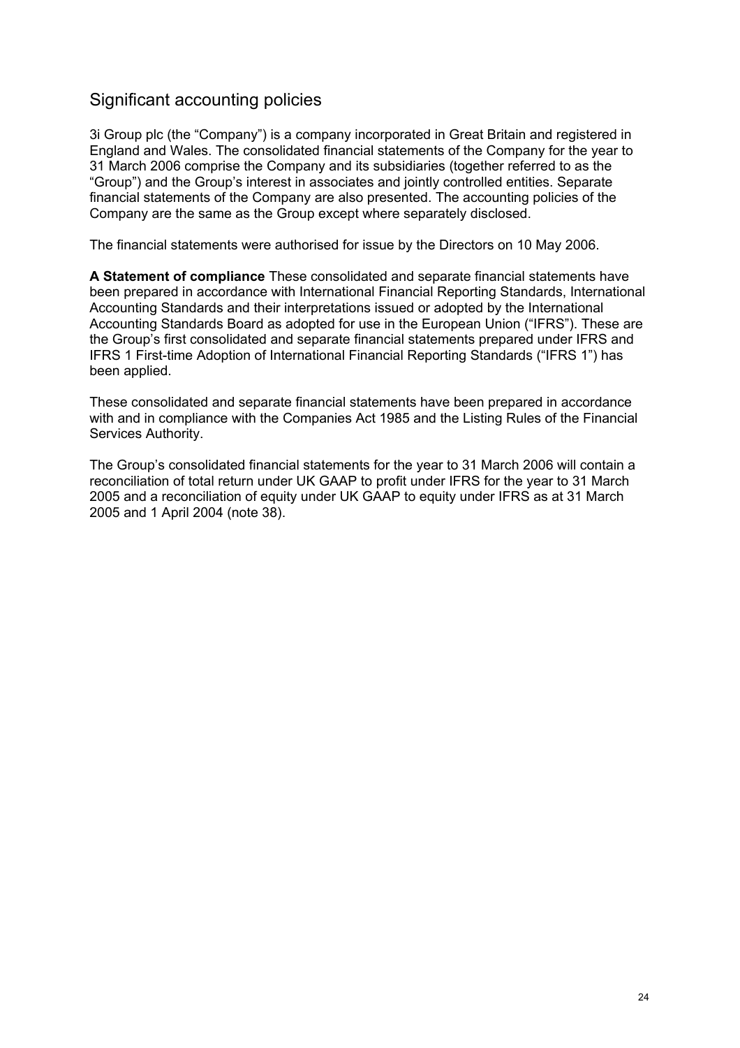# Significant accounting policies

3i Group plc (the "Company") is a company incorporated in Great Britain and registered in England and Wales. The consolidated financial statements of the Company for the year to 31 March 2006 comprise the Company and its subsidiaries (together referred to as the "Group") and the Group's interest in associates and jointly controlled entities. Separate financial statements of the Company are also presented. The accounting policies of the Company are the same as the Group except where separately disclosed.

The financial statements were authorised for issue by the Directors on 10 May 2006.

**A Statement of compliance** These consolidated and separate financial statements have been prepared in accordance with International Financial Reporting Standards, International Accounting Standards and their interpretations issued or adopted by the International Accounting Standards Board as adopted for use in the European Union ("IFRS"). These are the Group's first consolidated and separate financial statements prepared under IFRS and IFRS 1 First-time Adoption of International Financial Reporting Standards ("IFRS 1") has been applied.

These consolidated and separate financial statements have been prepared in accordance with and in compliance with the Companies Act 1985 and the Listing Rules of the Financial Services Authority.

The Group's consolidated financial statements for the year to 31 March 2006 will contain a reconciliation of total return under UK GAAP to profit under IFRS for the year to 31 March 2005 and a reconciliation of equity under UK GAAP to equity under IFRS as at 31 March 2005 and 1 April 2004 (note 38).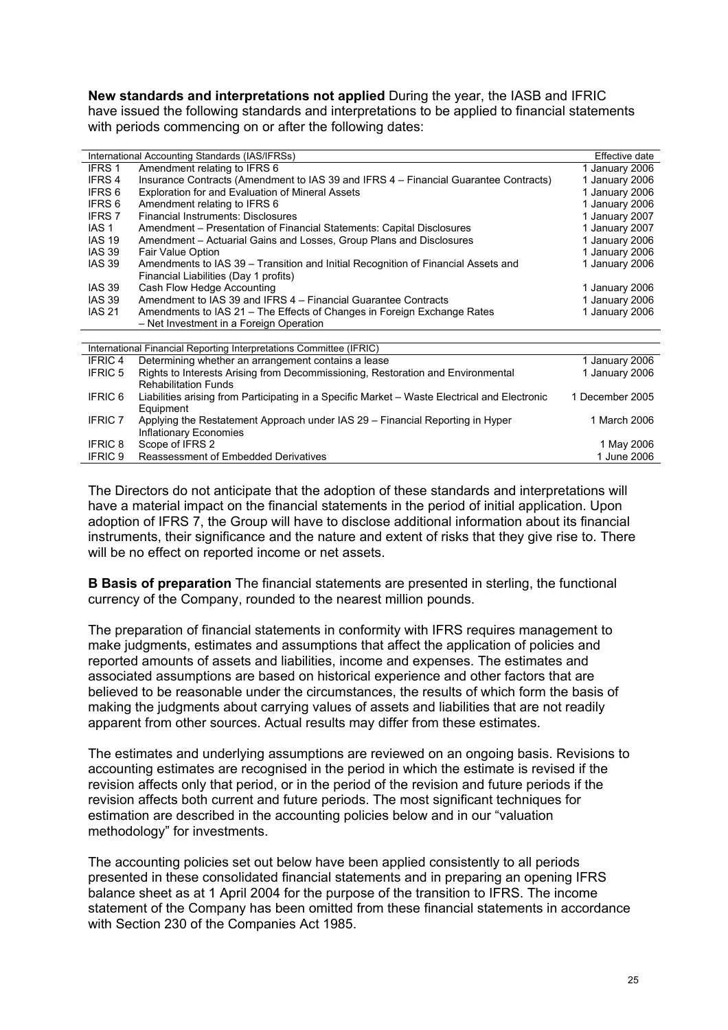**New standards and interpretations not applied** During the year, the IASB and IFRIC have issued the following standards and interpretations to be applied to financial statements with periods commencing on or after the following dates:

| International Accounting Standards (IAS/IFRSs) | | Effective date |
|---|---|---|
| IFRS 1 | Amendment relating to IFRS 6 | 1 January 2006 |
| IFRS 4 | Insurance Contracts (Amendment to IAS 39 and IFRS 4 – Financial Guarantee Contracts) | 1 January 2006 |
| IFRS 6 | Exploration for and Evaluation of Mineral Assets | 1 January 2006 |
| IFRS 6 | Amendment relating to IFRS 6 | 1 January 2006 |
| IFRS 7 | Financial Instruments: Disclosures | 1 January 2007 |
| IAS 1 | Amendment – Presentation of Financial Statements: Capital Disclosures | 1 January 2007 |
| IAS 19 | Amendment – Actuarial Gains and Losses, Group Plans and Disclosures | 1 January 2006 |
| IAS 39 | Fair Value Option | 1 January 2006 |
| IAS 39 | Amendments to IAS 39 – Transition and Initial Recognition of Financial Assets and Financial Liabilities (Day 1 profits) | 1 January 2006 |
| IAS 39 | Cash Flow Hedge Accounting | 1 January 2006 |
| IAS 39 | Amendment to IAS 39 and IFRS 4 – Financial Guarantee Contracts | 1 January 2006 |
| IAS 21 | Amendments to IAS 21 – The Effects of Changes in Foreign Exchange Rates – Net Investment in a Foreign Operation | 1 January 2006 |

| International Financial Reporting Interpretations Committee (IFRIC) | | |
|---|---|---|
| IFRIC 4 | Determining whether an arrangement contains a lease | 1 January 2006 |
| IFRIC 5 | Rights to Interests Arising from Decommissioning, Restoration and Environmental Rehabilitation Funds | 1 January 2006 |
| IFRIC 6 | Liabilities arising from Participating in a Specific Market – Waste Electrical and Electronic Equipment | 1 December 2005 |
| IFRIC 7 | Applying the Restatement Approach under IAS 29 – Financial Reporting in Hyper Inflationary Economies | 1 March 2006 |
| IFRIC 8 | Scope of IFRS 2 | 1 May 2006 |
| IFRIC 9 | Reassessment of Embedded Derivatives | 1 June 2006 |

The Directors do not anticipate that the adoption of these standards and interpretations will have a material impact on the financial statements in the period of initial application. Upon adoption of IFRS 7, the Group will have to disclose additional information about its financial instruments, their significance and the nature and extent of risks that they give rise to. There will be no effect on reported income or net assets.

**B Basis of preparation** The financial statements are presented in sterling, the functional currency of the Company, rounded to the nearest million pounds.

The preparation of financial statements in conformity with IFRS requires management to make judgments, estimates and assumptions that affect the application of policies and reported amounts of assets and liabilities, income and expenses. The estimates and associated assumptions are based on historical experience and other factors that are believed to be reasonable under the circumstances, the results of which form the basis of making the judgments about carrying values of assets and liabilities that are not readily apparent from other sources. Actual results may differ from these estimates.

The estimates and underlying assumptions are reviewed on an ongoing basis. Revisions to accounting estimates are recognised in the period in which the estimate is revised if the revision affects only that period, or in the period of the revision and future periods if the revision affects both current and future periods. The most significant techniques for estimation are described in the accounting policies below and in our "valuation methodology" for investments.

The accounting policies set out below have been applied consistently to all periods presented in these consolidated financial statements and in preparing an opening IFRS balance sheet as at 1 April 2004 for the purpose of the transition to IFRS. The income statement of the Company has been omitted from these financial statements in accordance with Section 230 of the Companies Act 1985.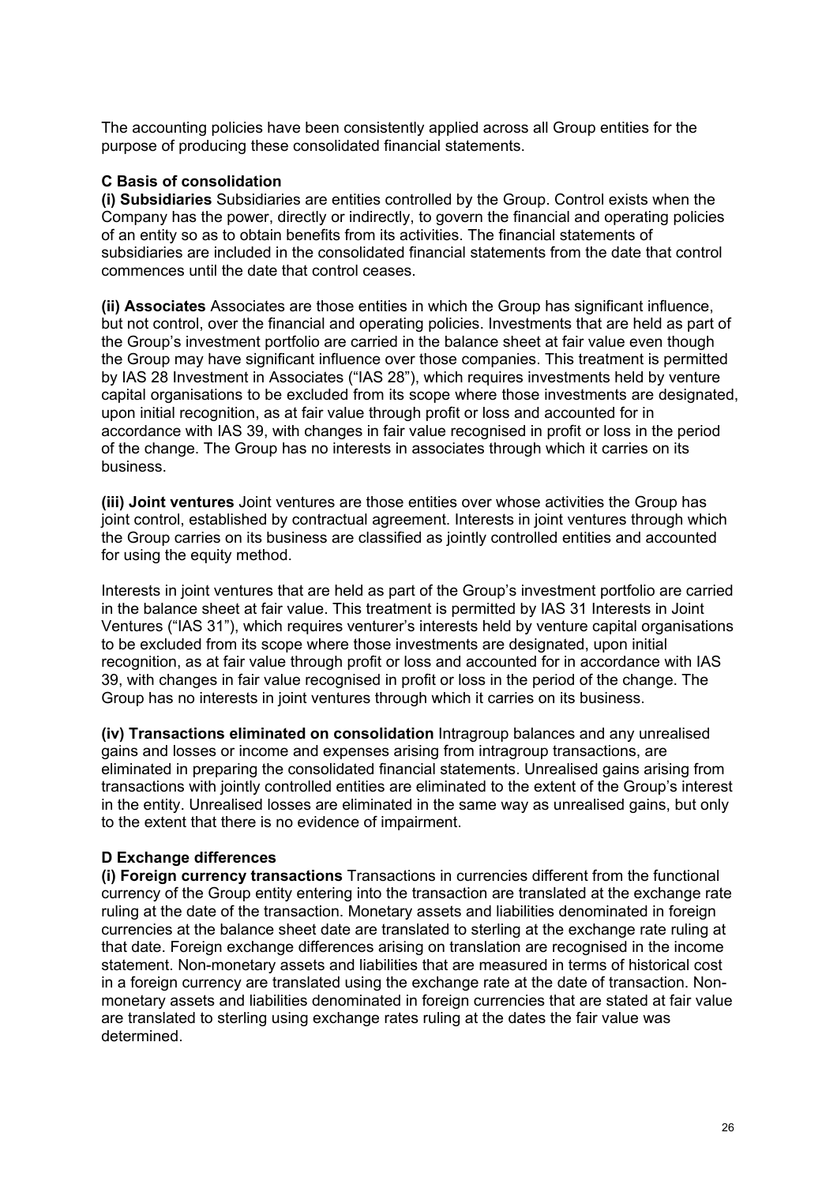The accounting policies have been consistently applied across all Group entities for the purpose of producing these consolidated financial statements.

### C Basis of consolidation

**(i) Subsidiaries** Subsidiaries are entities controlled by the Group. Control exists when the Company has the power, directly or indirectly, to govern the financial and operating policies of an entity so as to obtain benefits from its activities. The financial statements of subsidiaries are included in the consolidated financial statements from the date that control commences until the date that control ceases.

**(ii) Associates** Associates are those entities in which the Group has significant influence, but not control, over the financial and operating policies. Investments that are held as part of the Group's investment portfolio are carried in the balance sheet at fair value even though the Group may have significant influence over those companies. This treatment is permitted by IAS 28 Investment in Associates ("IAS 28"), which requires investments held by venture capital organisations to be excluded from its scope where those investments are designated, upon initial recognition, as at fair value through profit or loss and accounted for in accordance with IAS 39, with changes in fair value recognised in profit or loss in the period of the change. The Group has no interests in associates through which it carries on its business.

**(iii) Joint ventures** Joint ventures are those entities over whose activities the Group has joint control, established by contractual agreement. Interests in joint ventures through which the Group carries on its business are classified as jointly controlled entities and accounted for using the equity method.

Interests in joint ventures that are held as part of the Group's investment portfolio are carried in the balance sheet at fair value. This treatment is permitted by IAS 31 Interests in Joint Ventures ("IAS 31"), which requires venturer's interests held by venture capital organisations to be excluded from its scope where those investments are designated, upon initial recognition, as at fair value through profit or loss and accounted for in accordance with IAS 39, with changes in fair value recognised in profit or loss in the period of the change. The Group has no interests in joint ventures through which it carries on its business.

**(iv) Transactions eliminated on consolidation** Intragroup balances and any unrealised gains and losses or income and expenses arising from intragroup transactions, are eliminated in preparing the consolidated financial statements. Unrealised gains arising from transactions with jointly controlled entities are eliminated to the extent of the Group's interest in the entity. Unrealised losses are eliminated in the same way as unrealised gains, but only to the extent that there is no evidence of impairment.

### D Exchange differences

**(i) Foreign currency transactions** Transactions in currencies different from the functional currency of the Group entity entering into the transaction are translated at the exchange rate ruling at the date of the transaction. Monetary assets and liabilities denominated in foreign currencies at the balance sheet date are translated to sterling at the exchange rate ruling at that date. Foreign exchange differences arising on translation are recognised in the income statement. Non-monetary assets and liabilities that are measured in terms of historical cost in a foreign currency are translated using the exchange rate at the date of transaction. Non-monetary assets and liabilities denominated in foreign currencies that are stated at fair value are translated to sterling using exchange rates ruling at the dates the fair value was determined.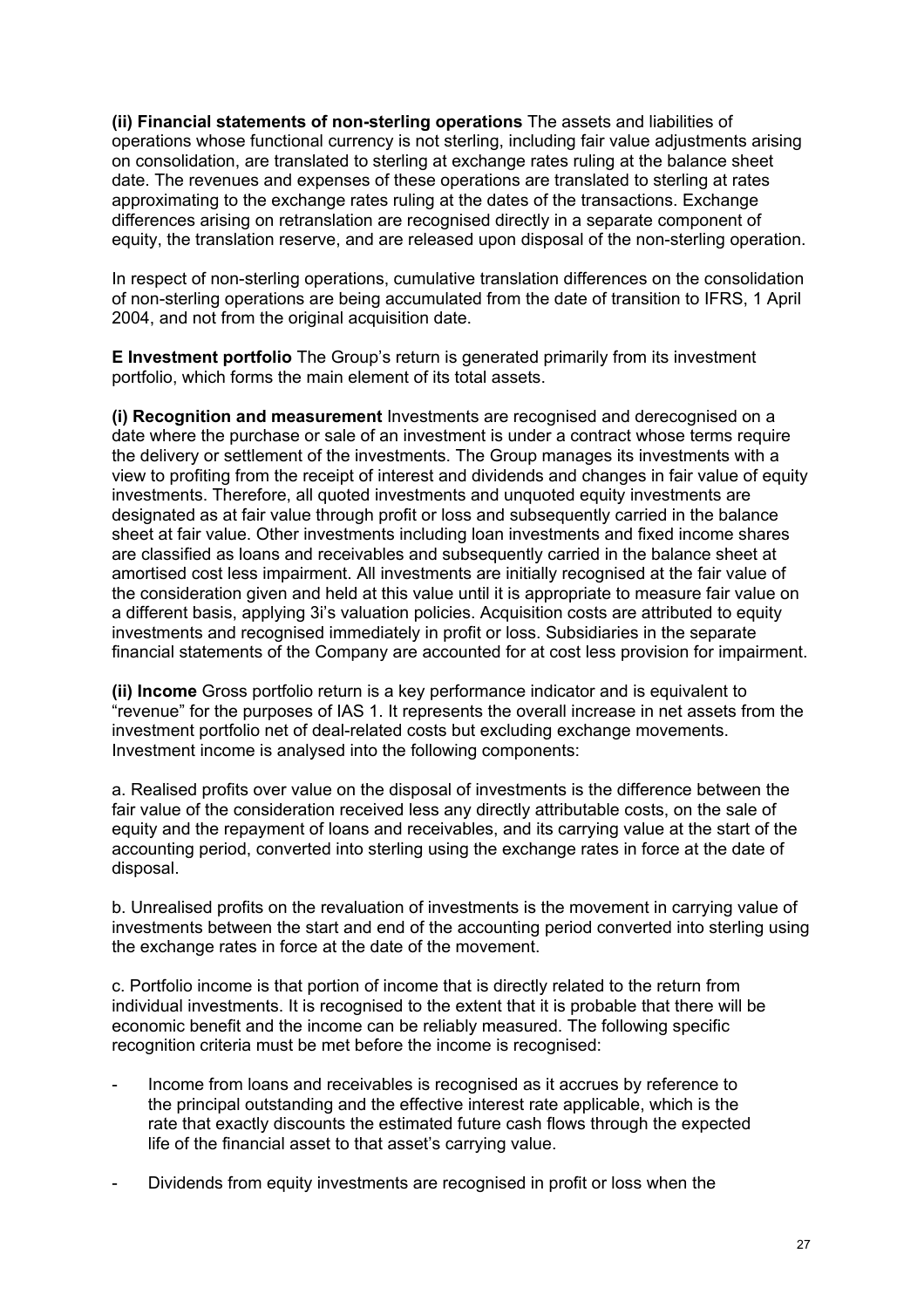**(ii) Financial statements of non-sterling operations** The assets and liabilities of operations whose functional currency is not sterling, including fair value adjustments arising on consolidation, are translated to sterling at exchange rates ruling at the balance sheet date. The revenues and expenses of these operations are translated to sterling at rates approximating to the exchange rates ruling at the dates of the transactions. Exchange differences arising on retranslation are recognised directly in a separate component of equity, the translation reserve, and are released upon disposal of the non-sterling operation.

In respect of non-sterling operations, cumulative translation differences on the consolidation of non-sterling operations are being accumulated from the date of transition to IFRS, 1 April 2004, and not from the original acquisition date.

**E Investment portfolio** The Group's return is generated primarily from its investment portfolio, which forms the main element of its total assets.

**(i) Recognition and measurement** Investments are recognised and derecognised on a date where the purchase or sale of an investment is under a contract whose terms require the delivery or settlement of the investments. The Group manages its investments with a view to profiting from the receipt of interest and dividends and changes in fair value of equity investments. Therefore, all quoted investments and unquoted equity investments are designated as at fair value through profit or loss and subsequently carried in the balance sheet at fair value. Other investments including loan investments and fixed income shares are classified as loans and receivables and subsequently carried in the balance sheet at amortised cost less impairment. All investments are initially recognised at the fair value of the consideration given and held at this value until it is appropriate to measure fair value on a different basis, applying 3i's valuation policies. Acquisition costs are attributed to equity investments and recognised immediately in profit or loss. Subsidiaries in the separate financial statements of the Company are accounted for at cost less provision for impairment.

**(ii) Income** Gross portfolio return is a key performance indicator and is equivalent to "revenue" for the purposes of IAS 1. It represents the overall increase in net assets from the investment portfolio net of deal-related costs but excluding exchange movements. Investment income is analysed into the following components:

a. Realised profits over value on the disposal of investments is the difference between the fair value of the consideration received less any directly attributable costs, on the sale of equity and the repayment of loans and receivables, and its carrying value at the start of the accounting period, converted into sterling using the exchange rates in force at the date of disposal.

b. Unrealised profits on the revaluation of investments is the movement in carrying value of investments between the start and end of the accounting period converted into sterling using the exchange rates in force at the date of the movement.

c. Portfolio income is that portion of income that is directly related to the return from individual investments. It is recognised to the extent that it is probable that there will be economic benefit and the income can be reliably measured. The following specific recognition criteria must be met before the income is recognised:

- Income from loans and receivables is recognised as it accrues by reference to the principal outstanding and the effective interest rate applicable, which is the rate that exactly discounts the estimated future cash flows through the expected life of the financial asset to that asset's carrying value.

- Dividends from equity investments are recognised in profit or loss when the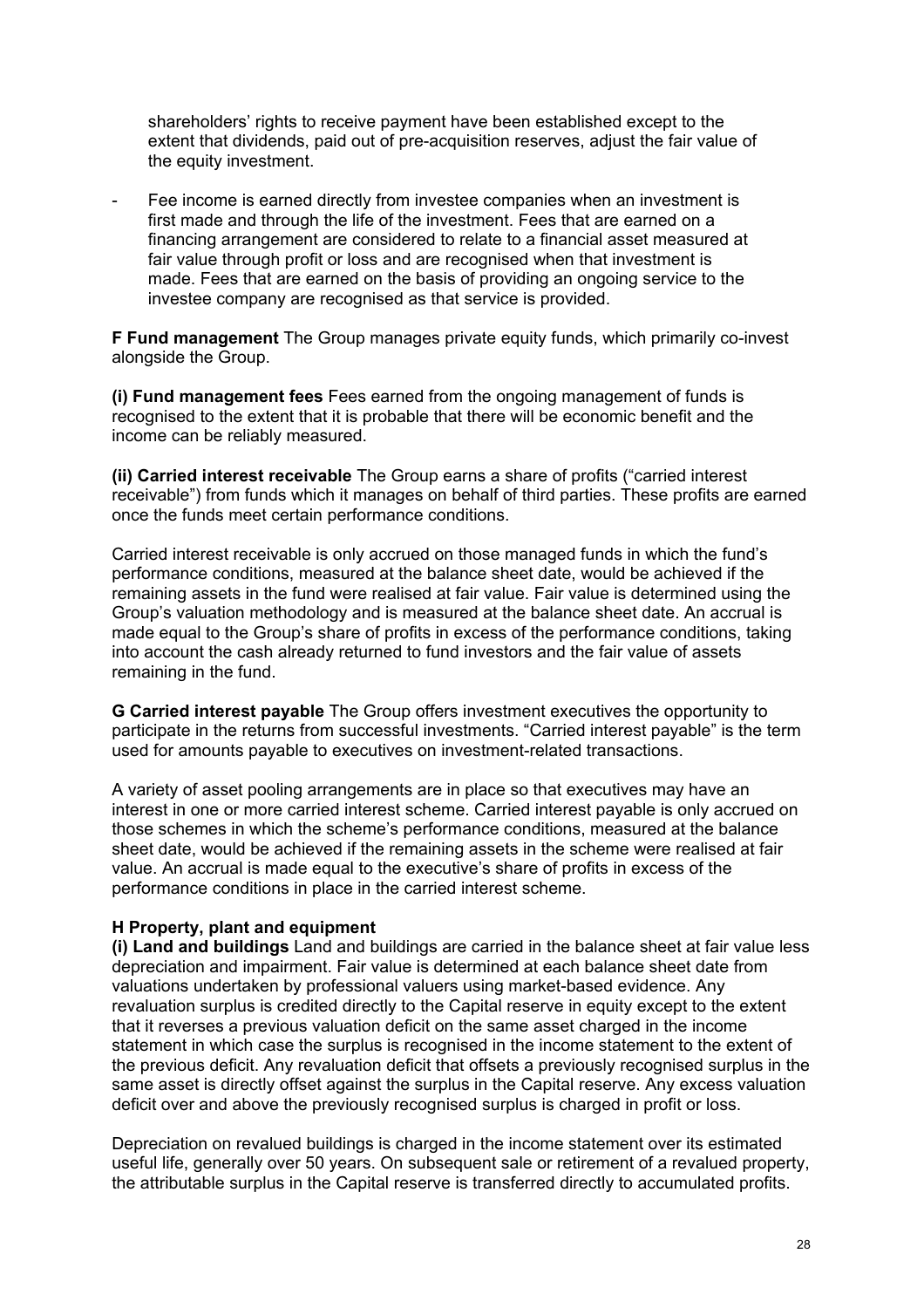shareholders' rights to receive payment have been established except to the extent that dividends, paid out of pre-acquisition reserves, adjust the fair value of the equity investment.

- Fee income is earned directly from investee companies when an investment is first made and through the life of the investment. Fees that are earned on a financing arrangement are considered to relate to a financial asset measured at fair value through profit or loss and are recognised when that investment is made. Fees that are earned on the basis of providing an ongoing service to the investee company are recognised as that service is provided.

**F Fund management** The Group manages private equity funds, which primarily co-invest alongside the Group.

**(i) Fund management fees** Fees earned from the ongoing management of funds is recognised to the extent that it is probable that there will be economic benefit and the income can be reliably measured.

**(ii) Carried interest receivable** The Group earns a share of profits ("carried interest receivable") from funds which it manages on behalf of third parties. These profits are earned once the funds meet certain performance conditions.

Carried interest receivable is only accrued on those managed funds in which the fund's performance conditions, measured at the balance sheet date, would be achieved if the remaining assets in the fund were realised at fair value. Fair value is determined using the Group's valuation methodology and is measured at the balance sheet date. An accrual is made equal to the Group's share of profits in excess of the performance conditions, taking into account the cash already returned to fund investors and the fair value of assets remaining in the fund.

**G Carried interest payable** The Group offers investment executives the opportunity to participate in the returns from successful investments. "Carried interest payable" is the term used for amounts payable to executives on investment-related transactions.

A variety of asset pooling arrangements are in place so that executives may have an interest in one or more carried interest scheme. Carried interest payable is only accrued on those schemes in which the scheme's performance conditions, measured at the balance sheet date, would be achieved if the remaining assets in the scheme were realised at fair value. An accrual is made equal to the executive's share of profits in excess of the performance conditions in place in the carried interest scheme.

**H Property, plant and equipment**

**(i) Land and buildings** Land and buildings are carried in the balance sheet at fair value less depreciation and impairment. Fair value is determined at each balance sheet date from valuations undertaken by professional valuers using market-based evidence. Any revaluation surplus is credited directly to the Capital reserve in equity except to the extent that it reverses a previous valuation deficit on the same asset charged in the income statement in which case the surplus is recognised in the income statement to the extent of the previous deficit. Any revaluation deficit that offsets a previously recognised surplus in the same asset is directly offset against the surplus in the Capital reserve. Any excess valuation deficit over and above the previously recognised surplus is charged in profit or loss.

Depreciation on revalued buildings is charged in the income statement over its estimated useful life, generally over 50 years. On subsequent sale or retirement of a revalued property, the attributable surplus in the Capital reserve is transferred directly to accumulated profits.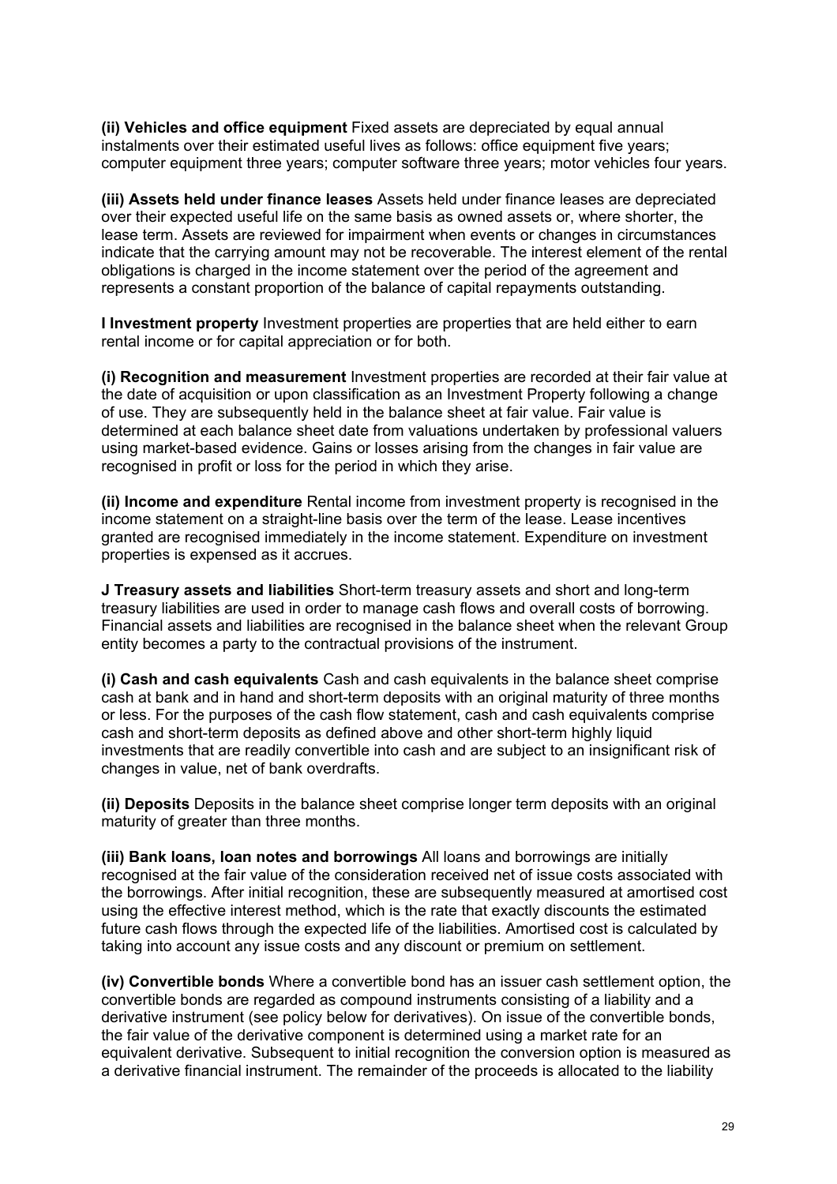**(ii) Vehicles and office equipment** Fixed assets are depreciated by equal annual instalments over their estimated useful lives as follows: office equipment five years; computer equipment three years; computer software three years; motor vehicles four years.

**(iii) Assets held under finance leases** Assets held under finance leases are depreciated over their expected useful life on the same basis as owned assets or, where shorter, the lease term. Assets are reviewed for impairment when events or changes in circumstances indicate that the carrying amount may not be recoverable. The interest element of the rental obligations is charged in the income statement over the period of the agreement and represents a constant proportion of the balance of capital repayments outstanding.

**I Investment property** Investment properties are properties that are held either to earn rental income or for capital appreciation or for both.

**(i) Recognition and measurement** Investment properties are recorded at their fair value at the date of acquisition or upon classification as an Investment Property following a change of use. They are subsequently held in the balance sheet at fair value. Fair value is determined at each balance sheet date from valuations undertaken by professional valuers using market-based evidence. Gains or losses arising from the changes in fair value are recognised in profit or loss for the period in which they arise.

**(ii) Income and expenditure** Rental income from investment property is recognised in the income statement on a straight-line basis over the term of the lease. Lease incentives granted are recognised immediately in the income statement. Expenditure on investment properties is expensed as it accrues.

**J Treasury assets and liabilities** Short-term treasury assets and short and long-term treasury liabilities are used in order to manage cash flows and overall costs of borrowing. Financial assets and liabilities are recognised in the balance sheet when the relevant Group entity becomes a party to the contractual provisions of the instrument.

**(i) Cash and cash equivalents** Cash and cash equivalents in the balance sheet comprise cash at bank and in hand and short-term deposits with an original maturity of three months or less. For the purposes of the cash flow statement, cash and cash equivalents comprise cash and short-term deposits as defined above and other short-term highly liquid investments that are readily convertible into cash and are subject to an insignificant risk of changes in value, net of bank overdrafts.

**(ii) Deposits** Deposits in the balance sheet comprise longer term deposits with an original maturity of greater than three months.

**(iii) Bank loans, loan notes and borrowings** All loans and borrowings are initially recognised at the fair value of the consideration received net of issue costs associated with the borrowings. After initial recognition, these are subsequently measured at amortised cost using the effective interest method, which is the rate that exactly discounts the estimated future cash flows through the expected life of the liabilities. Amortised cost is calculated by taking into account any issue costs and any discount or premium on settlement.

**(iv) Convertible bonds** Where a convertible bond has an issuer cash settlement option, the convertible bonds are regarded as compound instruments consisting of a liability and a derivative instrument (see policy below for derivatives). On issue of the convertible bonds, the fair value of the derivative component is determined using a market rate for an equivalent derivative. Subsequent to initial recognition the conversion option is measured as a derivative financial instrument. The remainder of the proceeds is allocated to the liability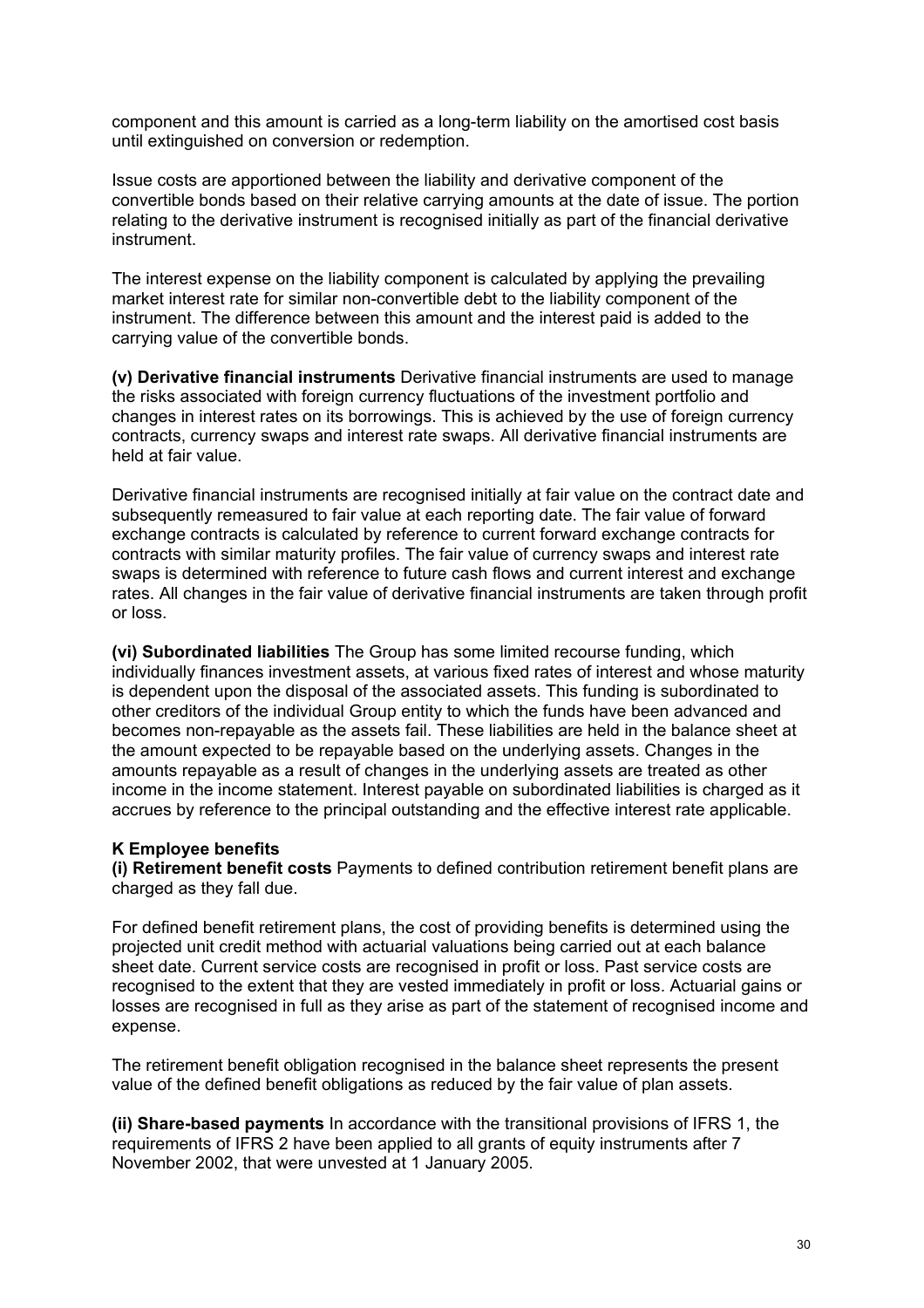component and this amount is carried as a long-term liability on the amortised cost basis until extinguished on conversion or redemption.

Issue costs are apportioned between the liability and derivative component of the convertible bonds based on their relative carrying amounts at the date of issue. The portion relating to the derivative instrument is recognised initially as part of the financial derivative instrument.

The interest expense on the liability component is calculated by applying the prevailing market interest rate for similar non-convertible debt to the liability component of the instrument. The difference between this amount and the interest paid is added to the carrying value of the convertible bonds.

**(v) Derivative financial instruments** Derivative financial instruments are used to manage the risks associated with foreign currency fluctuations of the investment portfolio and changes in interest rates on its borrowings. This is achieved by the use of foreign currency contracts, currency swaps and interest rate swaps. All derivative financial instruments are held at fair value.

Derivative financial instruments are recognised initially at fair value on the contract date and subsequently remeasured to fair value at each reporting date. The fair value of forward exchange contracts is calculated by reference to current forward exchange contracts for contracts with similar maturity profiles. The fair value of currency swaps and interest rate swaps is determined with reference to future cash flows and current interest and exchange rates. All changes in the fair value of derivative financial instruments are taken through profit or loss.

**(vi) Subordinated liabilities** The Group has some limited recourse funding, which individually finances investment assets, at various fixed rates of interest and whose maturity is dependent upon the disposal of the associated assets. This funding is subordinated to other creditors of the individual Group entity to which the funds have been advanced and becomes non-repayable as the assets fail. These liabilities are held in the balance sheet at the amount expected to be repayable based on the underlying assets. Changes in the amounts repayable as a result of changes in the underlying assets are treated as other income in the income statement. Interest payable on subordinated liabilities is charged as it accrues by reference to the principal outstanding and the effective interest rate applicable.

**K Employee benefits**

**(i) Retirement benefit costs** Payments to defined contribution retirement benefit plans are charged as they fall due.

For defined benefit retirement plans, the cost of providing benefits is determined using the projected unit credit method with actuarial valuations being carried out at each balance sheet date. Current service costs are recognised in profit or loss. Past service costs are recognised to the extent that they are vested immediately in profit or loss. Actuarial gains or losses are recognised in full as they arise as part of the statement of recognised income and expense.

The retirement benefit obligation recognised in the balance sheet represents the present value of the defined benefit obligations as reduced by the fair value of plan assets.

**(ii) Share-based payments** In accordance with the transitional provisions of IFRS 1, the requirements of IFRS 2 have been applied to all grants of equity instruments after 7 November 2002, that were unvested at 1 January 2005.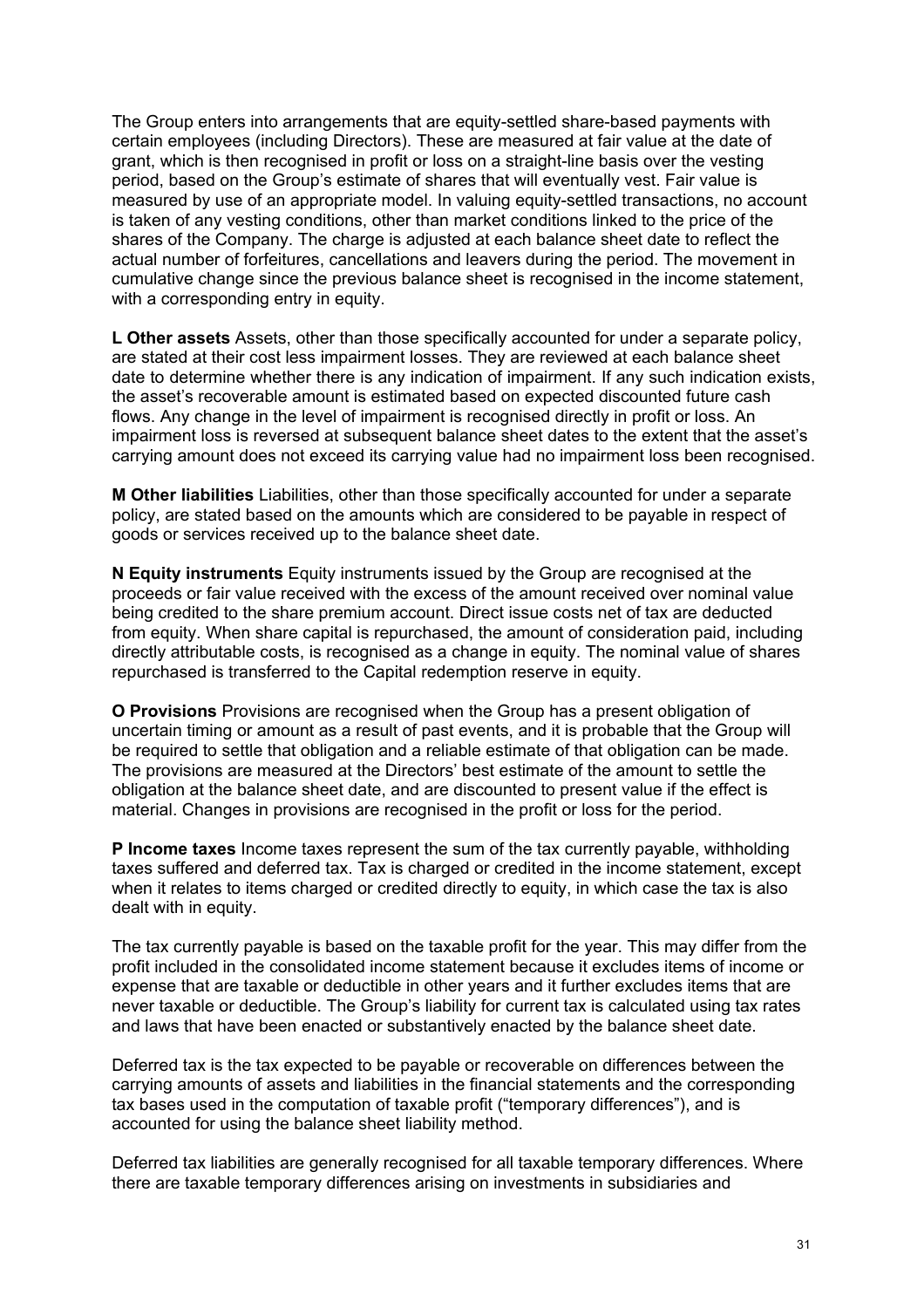The Group enters into arrangements that are equity-settled share-based payments with certain employees (including Directors). These are measured at fair value at the date of grant, which is then recognised in profit or loss on a straight-line basis over the vesting period, based on the Group's estimate of shares that will eventually vest. Fair value is measured by use of an appropriate model. In valuing equity-settled transactions, no account is taken of any vesting conditions, other than market conditions linked to the price of the shares of the Company. The charge is adjusted at each balance sheet date to reflect the actual number of forfeitures, cancellations and leavers during the period. The movement in cumulative change since the previous balance sheet is recognised in the income statement, with a corresponding entry in equity.

**L Other assets** Assets, other than those specifically accounted for under a separate policy, are stated at their cost less impairment losses. They are reviewed at each balance sheet date to determine whether there is any indication of impairment. If any such indication exists, the asset's recoverable amount is estimated based on expected discounted future cash flows. Any change in the level of impairment is recognised directly in profit or loss. An impairment loss is reversed at subsequent balance sheet dates to the extent that the asset's carrying amount does not exceed its carrying value had no impairment loss been recognised.

**M Other liabilities** Liabilities, other than those specifically accounted for under a separate policy, are stated based on the amounts which are considered to be payable in respect of goods or services received up to the balance sheet date.

**N Equity instruments** Equity instruments issued by the Group are recognised at the proceeds or fair value received with the excess of the amount received over nominal value being credited to the share premium account. Direct issue costs net of tax are deducted from equity. When share capital is repurchased, the amount of consideration paid, including directly attributable costs, is recognised as a change in equity. The nominal value of shares repurchased is transferred to the Capital redemption reserve in equity.

**O Provisions** Provisions are recognised when the Group has a present obligation of uncertain timing or amount as a result of past events, and it is probable that the Group will be required to settle that obligation and a reliable estimate of that obligation can be made. The provisions are measured at the Directors' best estimate of the amount to settle the obligation at the balance sheet date, and are discounted to present value if the effect is material. Changes in provisions are recognised in the profit or loss for the period.

**P Income taxes** Income taxes represent the sum of the tax currently payable, withholding taxes suffered and deferred tax. Tax is charged or credited in the income statement, except when it relates to items charged or credited directly to equity, in which case the tax is also dealt with in equity.

The tax currently payable is based on the taxable profit for the year. This may differ from the profit included in the consolidated income statement because it excludes items of income or expense that are taxable or deductible in other years and it further excludes items that are never taxable or deductible. The Group's liability for current tax is calculated using tax rates and laws that have been enacted or substantively enacted by the balance sheet date.

Deferred tax is the tax expected to be payable or recoverable on differences between the carrying amounts of assets and liabilities in the financial statements and the corresponding tax bases used in the computation of taxable profit ("temporary differences"), and is accounted for using the balance sheet liability method.

Deferred tax liabilities are generally recognised for all taxable temporary differences. Where there are taxable temporary differences arising on investments in subsidiaries and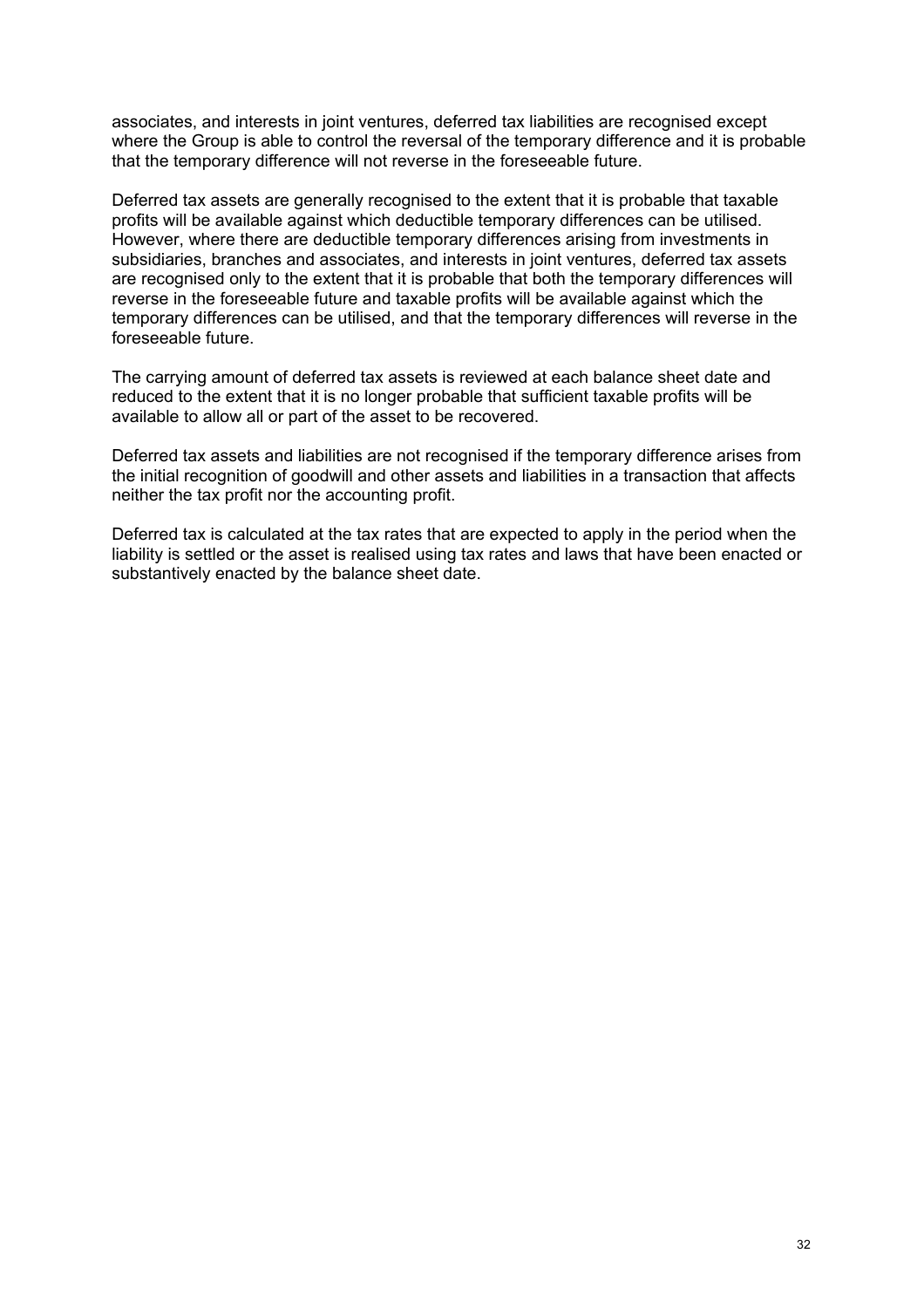associates, and interests in joint ventures, deferred tax liabilities are recognised except where the Group is able to control the reversal of the temporary difference and it is probable that the temporary difference will not reverse in the foreseeable future.

Deferred tax assets are generally recognised to the extent that it is probable that taxable profits will be available against which deductible temporary differences can be utilised. However, where there are deductible temporary differences arising from investments in subsidiaries, branches and associates, and interests in joint ventures, deferred tax assets are recognised only to the extent that it is probable that both the temporary differences will reverse in the foreseeable future and taxable profits will be available against which the temporary differences can be utilised, and that the temporary differences will reverse in the foreseeable future.

The carrying amount of deferred tax assets is reviewed at each balance sheet date and reduced to the extent that it is no longer probable that sufficient taxable profits will be available to allow all or part of the asset to be recovered.

Deferred tax assets and liabilities are not recognised if the temporary difference arises from the initial recognition of goodwill and other assets and liabilities in a transaction that affects neither the tax profit nor the accounting profit.

Deferred tax is calculated at the tax rates that are expected to apply in the period when the liability is settled or the asset is realised using tax rates and laws that have been enacted or substantively enacted by the balance sheet date.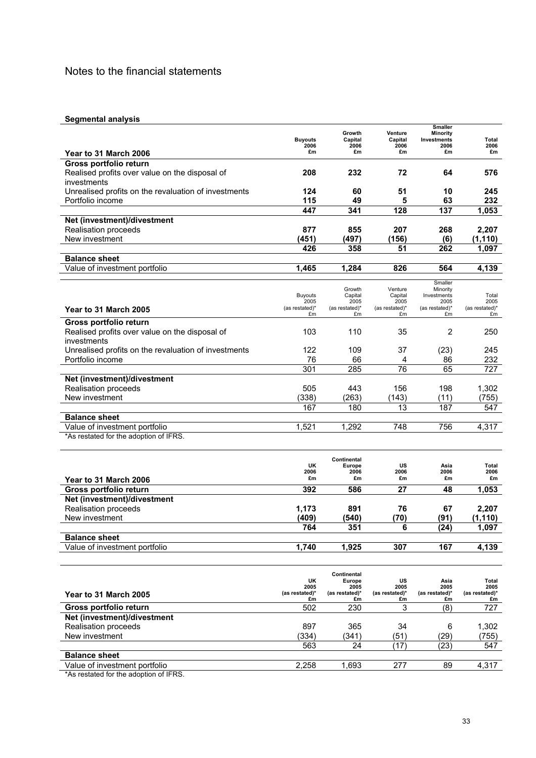# Notes to the financial statements

**Segmental analysis**

| Year to 31 March 2006 | Buyouts 2006 £m | Growth Capital 2006 £m | Venture Capital 2006 £m | Smaller Minority Investments 2006 £m | Total 2006 £m |
|---|---|---|---|---|---|
| **Gross portfolio return** | | | | | |
| Realised profits over value on the disposal of investments | **208** | **232** | **72** | **64** | **576** |
| Unrealised profits on the revaluation of investments | **124** | **60** | **51** | **10** | **245** |
| Portfolio income | **115** | **49** | **5** | **63** | **232** |
| | **447** | **341** | **128** | **137** | **1,053** |
| **Net (investment)/divestment** | | | | | |
| Realisation proceeds | **877** | **855** | **207** | **268** | **2,207** |
| New investment | **(451)** | **(497)** | **(156)** | **(6)** | **(1,110)** |
| | **426** | **358** | **51** | **262** | **1,097** |
| **Balance sheet** | | | | | |
| Value of investment portfolio | **1,465** | **1,284** | **826** | **564** | **4,139** |

| Year to 31 March 2005 | Buyouts 2005 (as restated)* £m | Growth Capital 2005 (as restated)* £m | Venture Capital 2005 (as restated)* £m | Smaller Minority Investments 2005 (as restated)* £m | Total 2005 (as restated)* £m |
|---|---|---|---|---|---|
| **Gross portfolio return** | | | | | |
| Realised profits over value on the disposal of investments | 103 | 110 | 35 | 2 | 250 |
| Unrealised profits on the revaluation of investments | 122 | 109 | 37 | (23) | 245 |
| Portfolio income | 76 | 66 | 4 | 86 | 232 |
| | 301 | 285 | 76 | 65 | 727 |
| **Net (investment)/divestment** | | | | | |
| Realisation proceeds | 505 | 443 | 156 | 198 | 1,302 |
| New investment | (338) | (263) | (143) | (11) | (755) |
| | 167 | 180 | 13 | 187 | 547 |
| **Balance sheet** | | | | | |
| Value of investment portfolio | 1,521 | 1,292 | 748 | 756 | 4,317 |

*As restated for the adoption of IFRS.

| Year to 31 March 2006 | UK 2006 £m | Continental Europe 2006 £m | US 2006 £m | Asia 2006 £m | Total 2006 £m |
|---|---|---|---|---|---|
| **Gross portfolio return** | **392** | **586** | **27** | **48** | **1,053** |
| **Net (investment)/divestment** | | | | | |
| Realisation proceeds | **1,173** | **891** | **76** | **67** | **2,207** |
| New investment | **(409)** | **(540)** | **(70)** | **(91)** | **(1,110)** |
| | **764** | **351** | **6** | **(24)** | **1,097** |
| **Balance sheet** | | | | | |
| Value of investment portfolio | **1,740** | **1,925** | **307** | **167** | **4,139** |

| Year to 31 March 2005 | UK 2005 (as restated)* £m | Continental Europe 2005 (as restated)* £m | US 2005 (as restated)* £m | Asia 2005 (as restated)* £m | Total 2005 (as restated)* £m |
|---|---|---|---|---|---|
| **Gross portfolio return** | 502 | 230 | 3 | (8) | 727 |
| **Net (investment)/divestment** | | | | | |
| Realisation proceeds | 897 | 365 | 34 | 6 | 1,302 |
| New investment | (334) | (341) | (51) | (29) | (755) |
| | 563 | 24 | (17) | (23) | 547 |
| **Balance sheet** | | | | | |
| Value of investment portfolio | 2,258 | 1,693 | 277 | 89 | 4,317 |

*As restated for the adoption of IFRS.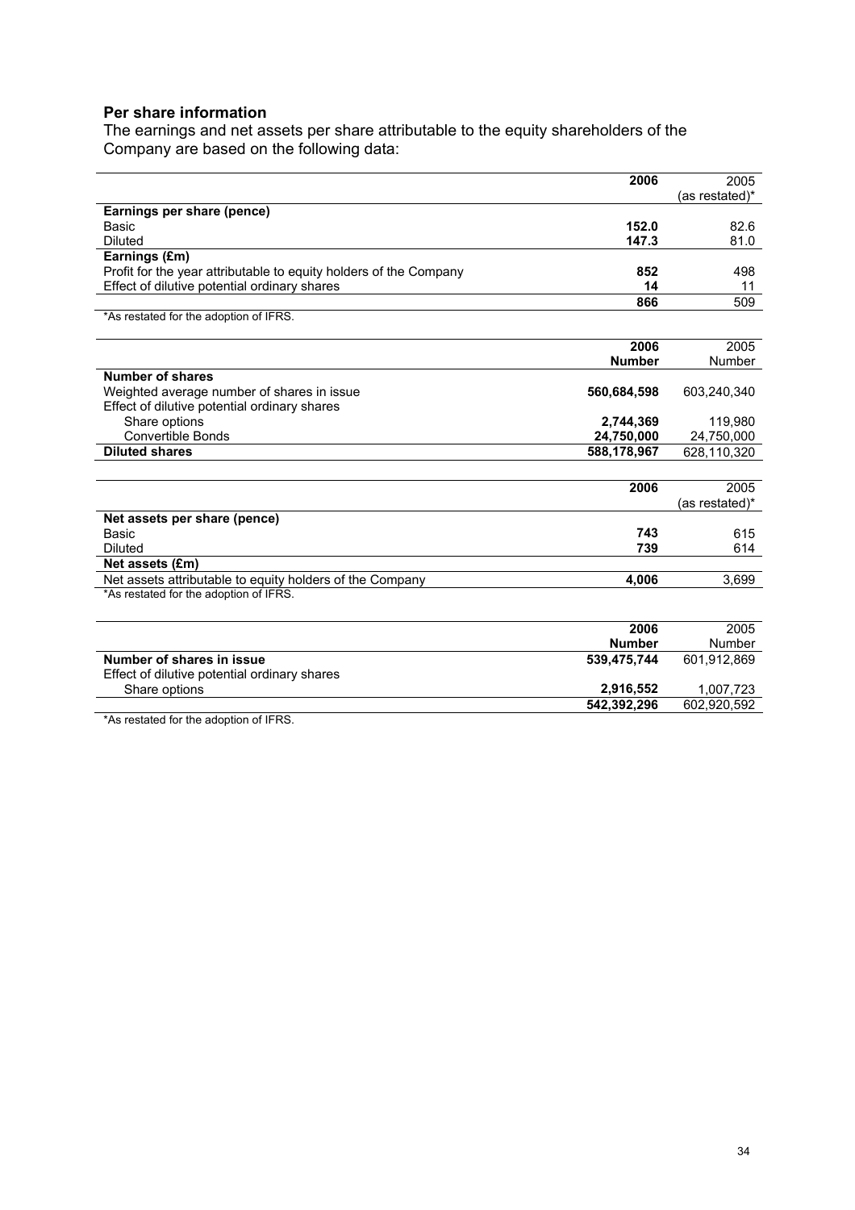## Per share information

The earnings and net assets per share attributable to the equity shareholders of the Company are based on the following data:

| | **2006** | 2005 (as restated)* |
|---|---|---|
| **Earnings per share (pence)** | | |
| Basic | **152.0** | 82.6 |
| Diluted | **147.3** | 81.0 |
| **Earnings (£m)** | | |
| Profit for the year attributable to equity holders of the Company | **852** | 498 |
| Effect of dilutive potential ordinary shares | **14** | 11 |
| | **866** | 509 |

*As restated for the adoption of IFRS.

| | **2006 Number** | 2005 Number |
|---|---|---|
| **Number of shares** | | |
| Weighted average number of shares in issue | **560,684,598** | 603,240,340 |
| Effect of dilutive potential ordinary shares | | |
| Share options | **2,744,369** | 119,980 |
| Convertible Bonds | **24,750,000** | 24,750,000 |
| **Diluted shares** | **588,178,967** | 628,110,320 |

| | **2006** | 2005 (as restated)* |
|---|---|---|
| **Net assets per share (pence)** | | |
| Basic | **743** | 615 |
| Diluted | **739** | 614 |
| **Net assets (£m)** | | |
| Net assets attributable to equity holders of the Company | **4,006** | 3,699 |

*As restated for the adoption of IFRS.

| | **2006 Number** | 2005 Number |
|---|---|---|
| **Number of shares in issue** | **539,475,744** | 601,912,869 |
| Effect of dilutive potential ordinary shares | | |
| Share options | **2,916,552** | 1,007,723 |
| | **542,392,296** | 602,920,592 |

*As restated for the adoption of IFRS.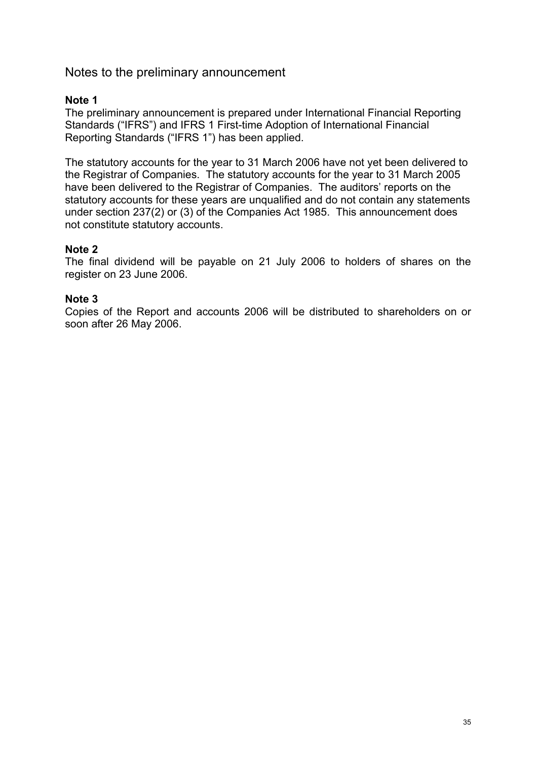# Notes to the preliminary announcement

**Note 1**

The preliminary announcement is prepared under International Financial Reporting Standards ("IFRS") and IFRS 1 First-time Adoption of International Financial Reporting Standards ("IFRS 1") has been applied.

The statutory accounts for the year to 31 March 2006 have not yet been delivered to the Registrar of Companies. The statutory accounts for the year to 31 March 2005 have been delivered to the Registrar of Companies. The auditors' reports on the statutory accounts for these years are unqualified and do not contain any statements under section 237(2) or (3) of the Companies Act 1985. This announcement does not constitute statutory accounts.

**Note 2**

The final dividend will be payable on 21 July 2006 to holders of shares on the register on 23 June 2006.

**Note 3**

Copies of the Report and accounts 2006 will be distributed to shareholders on or soon after 26 May 2006.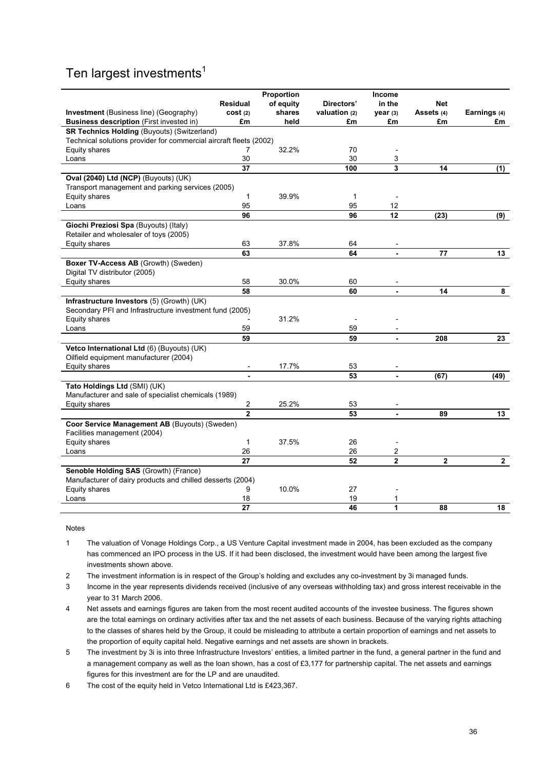# Ten largest investments[1]

| Investment (Business line) (Geography)<br>Business description (First invested in) | Residual cost (2)<br>£m | Proportion of equity shares held | Directors' valuation (2)<br>£m | Income in the year (3)<br>£m | Net Assets (4)<br>£m | Earnings (4)<br>£m |
|---|---|---|---|---|---|---|
| **SR Technics Holding** (Buyouts) (Switzerland) | | | | | | |
| Technical solutions provider for commercial aircraft fleets (2002) | | | | | | |
| Equity shares | 7 | 32.2% | 70 | - | | |
| Loans | 30 | | 30 | 3 | | |
| | **37** | | **100** | **3** | **14** | **(1)** |
| **Oval (2040) Ltd (NCP)** (Buyouts) (UK) | | | | | | |
| Transport management and parking services (2005) | | | | | | |
| Equity shares | 1 | 39.9% | 1 | - | | |
| Loans | 95 | | 95 | 12 | | |
| | **96** | | **96** | **12** | **(23)** | **(9)** |
| **Giochi Preziosi Spa** (Buyouts) (Italy) | | | | | | |
| Retailer and wholesaler of toys (2005) | | | | | | |
| Equity shares | 63 | 37.8% | 64 | - | | |
| | **63** | | **64** | **-** | **77** | **13** |
| **Boxer TV-Access AB** (Growth) (Sweden) | | | | | | |
| Digital TV distributor (2005) | | | | | | |
| Equity shares | 58 | 30.0% | 60 | - | | |
| | **58** | | **60** | **-** | **14** | **8** |
| **Infrastructure Investors** (5) (Growth) (UK) | | | | | | |
| Secondary PFI and Infrastructure investment fund (2005) | | | | | | |
| Equity shares | - | 31.2% | - | - | | |
| Loans | 59 | | 59 | - | | |
| | **59** | | **59** | **-** | **208** | **23** |
| **Vetco International Ltd** (6) (Buyouts) (UK) | | | | | | |
| Oilfield equipment manufacturer (2004) | | | | | | |
| Equity shares | - | 17.7% | 53 | - | | |
| | **-** | | **53** | **-** | **(67)** | **(49)** |
| **Tato Holdings Ltd** (SMI) (UK) | | | | | | |
| Manufacturer and sale of specialist chemicals (1989) | | | | | | |
| Equity shares | 2 | 25.2% | 53 | - | | |
| | **2** | | **53** | **-** | **89** | **13** |
| **Coor Service Management AB** (Buyouts) (Sweden) | | | | | | |
| Facilities management (2004) | | | | | | |
| Equity shares | 1 | 37.5% | 26 | - | | |
| Loans | 26 | | 26 | 2 | | |
| | **27** | | **52** | **2** | **2** | **2** |
| **Senoble Holding SAS** (Growth) (France) | | | | | | |
| Manufacturer of dairy products and chilled desserts (2004) | | | | | | |
| Equity shares | 9 | 10.0% | 27 | - | | |
| Loans | 18 | | 19 | 1 | | |
| | **27** | | **46** | **1** | **88** | **18** |

Notes

1. The valuation of Vonage Holdings Corp., a US Venture Capital investment made in 2004, has been excluded as the company has commenced an IPO process in the US. If it had been disclosed, the investment would have been among the largest five investments shown above.
2. The investment information is in respect of the Group's holding and excludes any co-investment by 3i managed funds.
3. Income in the year represents dividends received (inclusive of any overseas withholding tax) and gross interest receivable in the year to 31 March 2006.
4. Net assets and earnings figures are taken from the most recent audited accounts of the investee business. The figures shown are the total earnings on ordinary activities after tax and the net assets of each business. Because of the varying rights attaching to the classes of shares held by the Group, it could be misleading to attribute a certain proportion of earnings and net assets to the proportion of equity capital held. Negative earnings and net assets are shown in brackets.
5. The investment by 3i is into three Infrastructure Investors' entities, a limited partner in the fund, a general partner in the fund and a management company as well as the loan shown, has a cost of £3,177 for partnership capital. The net assets and earnings figures for this investment are for the LP and are unaudited.
6. The cost of the equity held in Vetco International Ltd is £423,367.